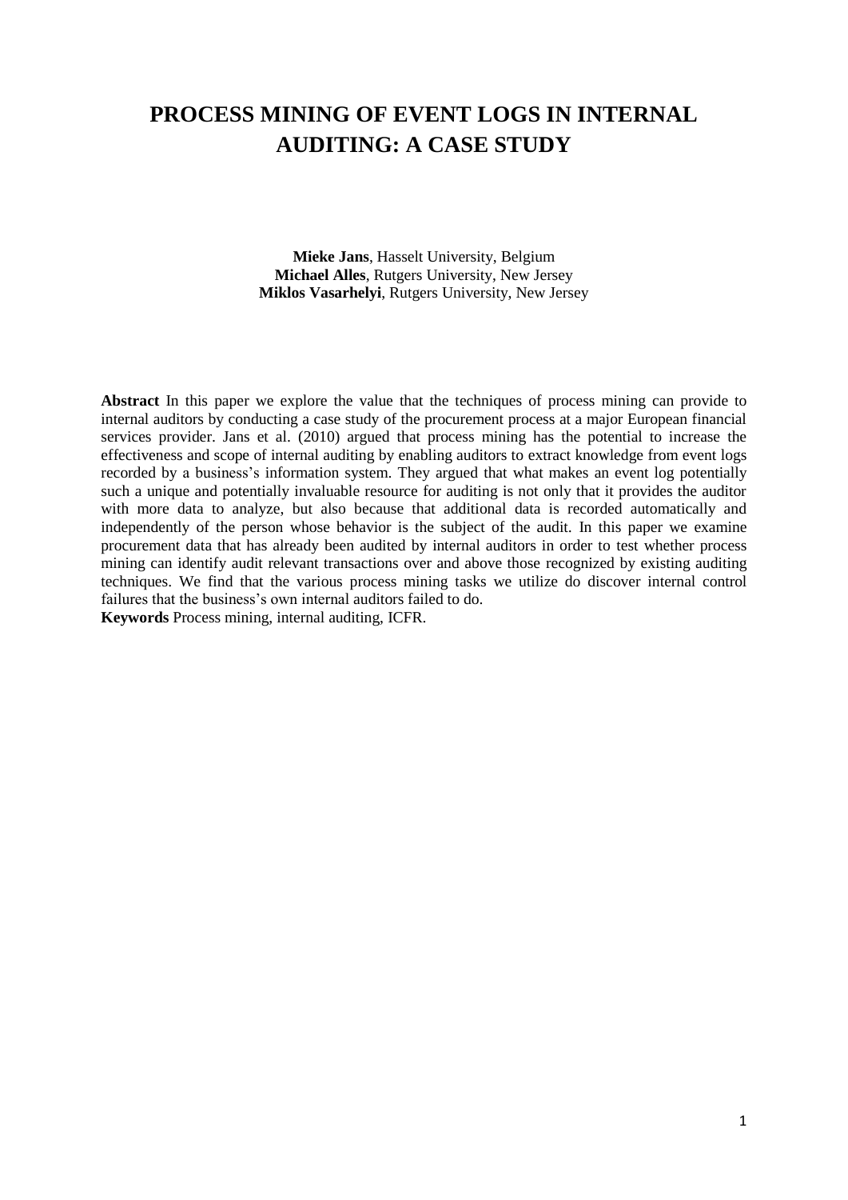# PROCESS MINING OF EVENT LOGS IN INTERNAL AUDITING: A CASE STUDY

**Mieke Jans**, Hasselt University, Belgium
**Michael Alles**, Rutgers University, New Jersey
**Miklos Vasarhelyi**, Rutgers University, New Jersey

**Abstract** In this paper we explore the value that the techniques of process mining can provide to internal auditors by conducting a case study of the procurement process at a major European financial services provider. Jans et al. (2010) argued that process mining has the potential to increase the effectiveness and scope of internal auditing by enabling auditors to extract knowledge from event logs recorded by a business's information system. They argued that what makes an event log potentially such a unique and potentially invaluable resource for auditing is not only that it provides the auditor with more data to analyze, but also because that additional data is recorded automatically and independently of the person whose behavior is the subject of the audit. In this paper we examine procurement data that has already been audited by internal auditors in order to test whether process mining can identify audit relevant transactions over and above those recognized by existing auditing techniques. We find that the various process mining tasks we utilize do discover internal control failures that the business's own internal auditors failed to do.

**Keywords** Process mining, internal auditing, ICFR.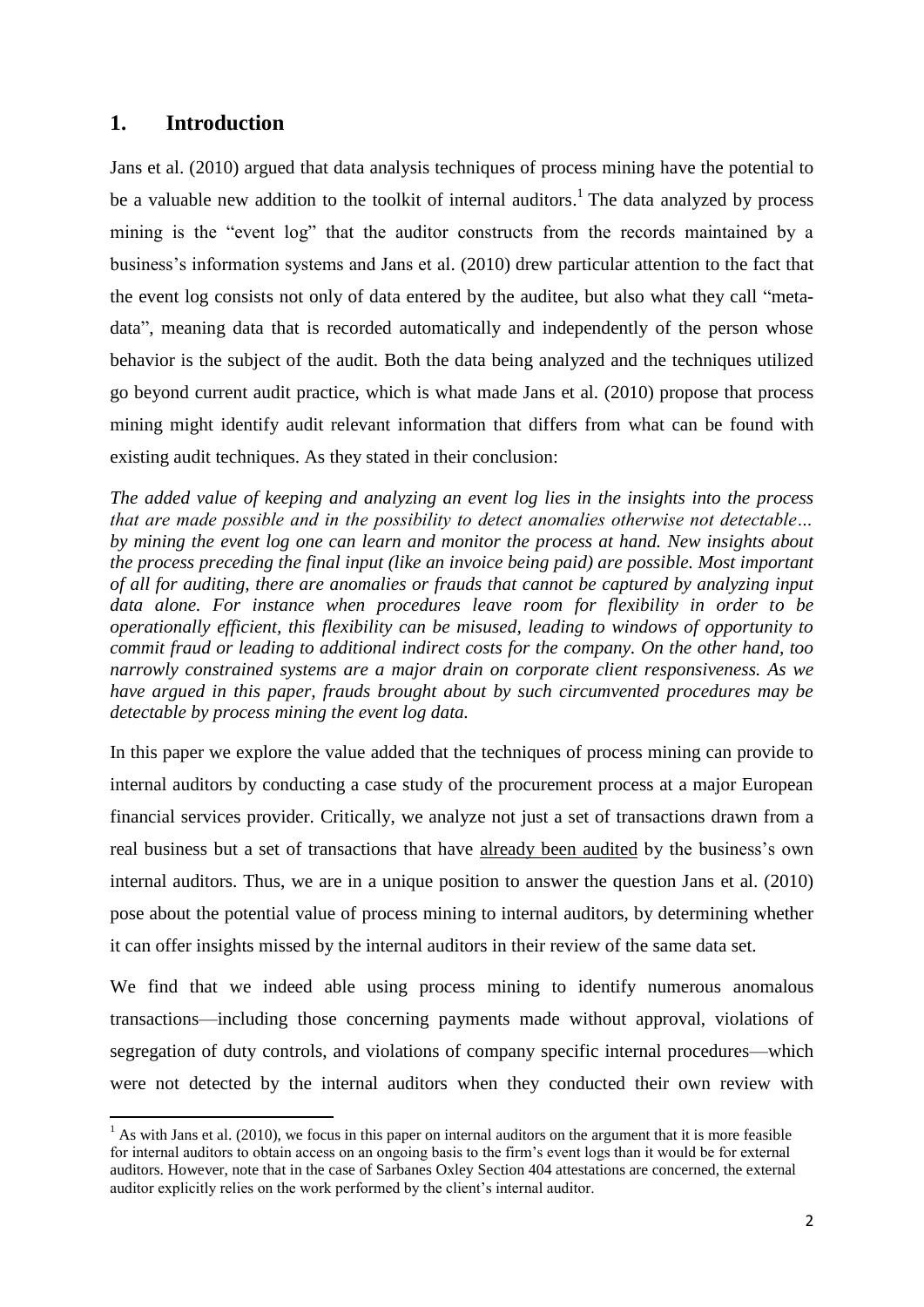## 1. Introduction

Jans et al. (2010) argued that data analysis techniques of process mining have the potential to be a valuable new addition to the toolkit of internal auditors.[1] The data analyzed by process mining is the "event log" that the auditor constructs from the records maintained by a business's information systems and Jans et al. (2010) drew particular attention to the fact that the event log consists not only of data entered by the auditee, but also what they call "meta-data", meaning data that is recorded automatically and independently of the person whose behavior is the subject of the audit. Both the data being analyzed and the techniques utilized go beyond current audit practice, which is what made Jans et al. (2010) propose that process mining might identify audit relevant information that differs from what can be found with existing audit techniques. As they stated in their conclusion:

*The added value of keeping and analyzing an event log lies in the insights into the process that are made possible and in the possibility to detect anomalies otherwise not detectable… by mining the event log one can learn and monitor the process at hand. New insights about the process preceding the final input (like an invoice being paid) are possible. Most important of all for auditing, there are anomalies or frauds that cannot be captured by analyzing input data alone. For instance when procedures leave room for flexibility in order to be operationally efficient, this flexibility can be misused, leading to windows of opportunity to commit fraud or leading to additional indirect costs for the company. On the other hand, too narrowly constrained systems are a major drain on corporate client responsiveness. As we have argued in this paper, frauds brought about by such circumvented procedures may be detectable by process mining the event log data.*

In this paper we explore the value added that the techniques of process mining can provide to internal auditors by conducting a case study of the procurement process at a major European financial services provider. Critically, we analyze not just a set of transactions drawn from a real business but a set of transactions that have <u>already been audited</u> by the business's own internal auditors. Thus, we are in a unique position to answer the question Jans et al. (2010) pose about the potential value of process mining to internal auditors, by determining whether it can offer insights missed by the internal auditors in their review of the same data set.

We find that we indeed able using process mining to identify numerous anomalous transactions—including those concerning payments made without approval, violations of segregation of duty controls, and violations of company specific internal procedures—which were not detected by the internal auditors when they conducted their own review with

[1] As with Jans et al. (2010), we focus in this paper on internal auditors on the argument that it is more feasible for internal auditors to obtain access on an ongoing basis to the firm's event logs than it would be for external auditors. However, note that in the case of Sarbanes Oxley Section 404 attestations are concerned, the external auditor explicitly relies on the work performed by the client's internal auditor.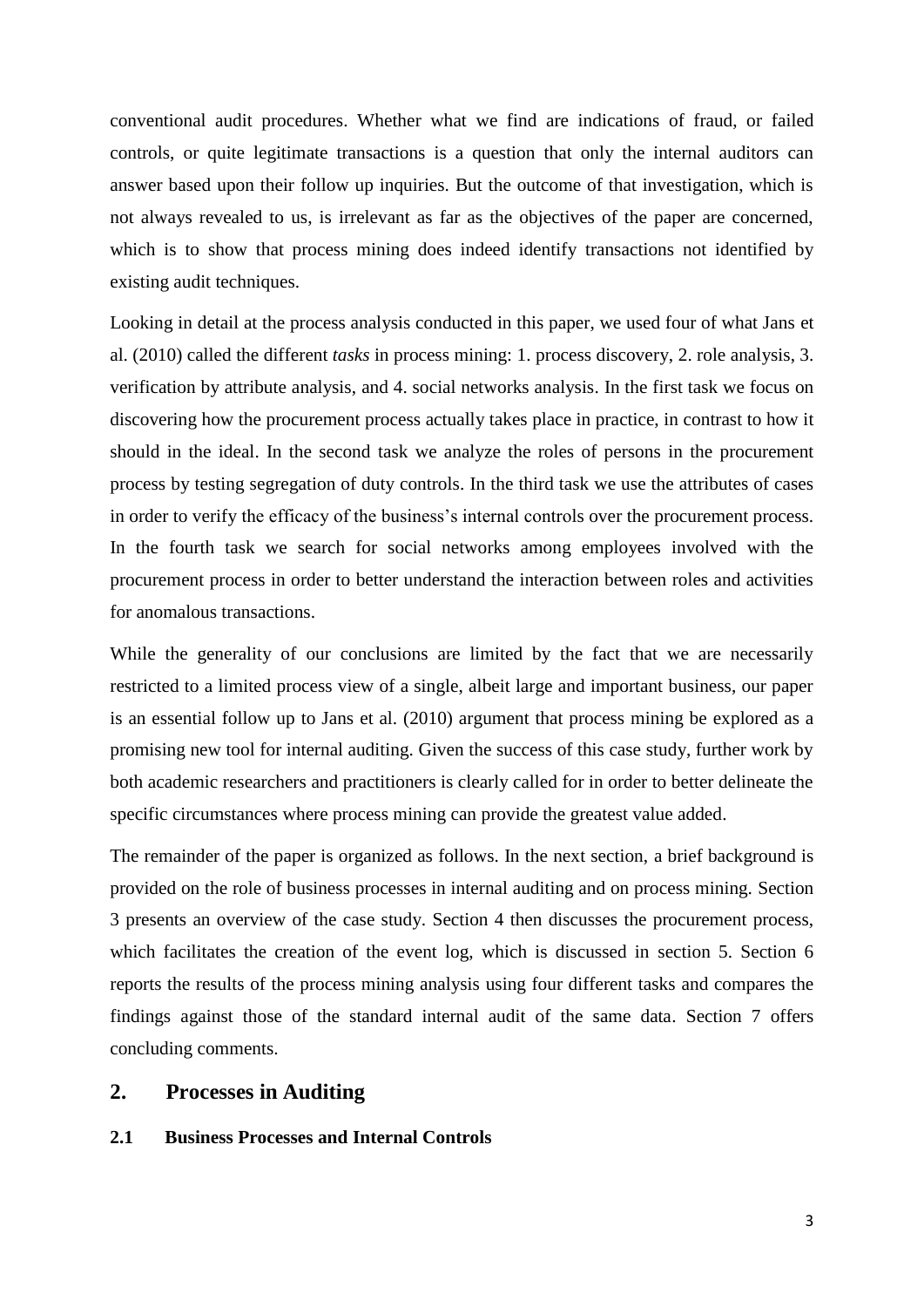conventional audit procedures. Whether what we find are indications of fraud, or failed controls, or quite legitimate transactions is a question that only the internal auditors can answer based upon their follow up inquiries. But the outcome of that investigation, which is not always revealed to us, is irrelevant as far as the objectives of the paper are concerned, which is to show that process mining does indeed identify transactions not identified by existing audit techniques.

Looking in detail at the process analysis conducted in this paper, we used four of what Jans et al. (2010) called the different *tasks* in process mining: 1. process discovery, 2. role analysis, 3. verification by attribute analysis, and 4. social networks analysis. In the first task we focus on discovering how the procurement process actually takes place in practice, in contrast to how it should in the ideal. In the second task we analyze the roles of persons in the procurement process by testing segregation of duty controls. In the third task we use the attributes of cases in order to verify the efficacy of the business's internal controls over the procurement process. In the fourth task we search for social networks among employees involved with the procurement process in order to better understand the interaction between roles and activities for anomalous transactions.

While the generality of our conclusions are limited by the fact that we are necessarily restricted to a limited process view of a single, albeit large and important business, our paper is an essential follow up to Jans et al. (2010) argument that process mining be explored as a promising new tool for internal auditing. Given the success of this case study, further work by both academic researchers and practitioners is clearly called for in order to better delineate the specific circumstances where process mining can provide the greatest value added.

The remainder of the paper is organized as follows. In the next section, a brief background is provided on the role of business processes in internal auditing and on process mining. Section 3 presents an overview of the case study. Section 4 then discusses the procurement process, which facilitates the creation of the event log, which is discussed in section 5. Section 6 reports the results of the process mining analysis using four different tasks and compares the findings against those of the standard internal audit of the same data. Section 7 offers concluding comments.

## 2. Processes in Auditing

### 2.1 Business Processes and Internal Controls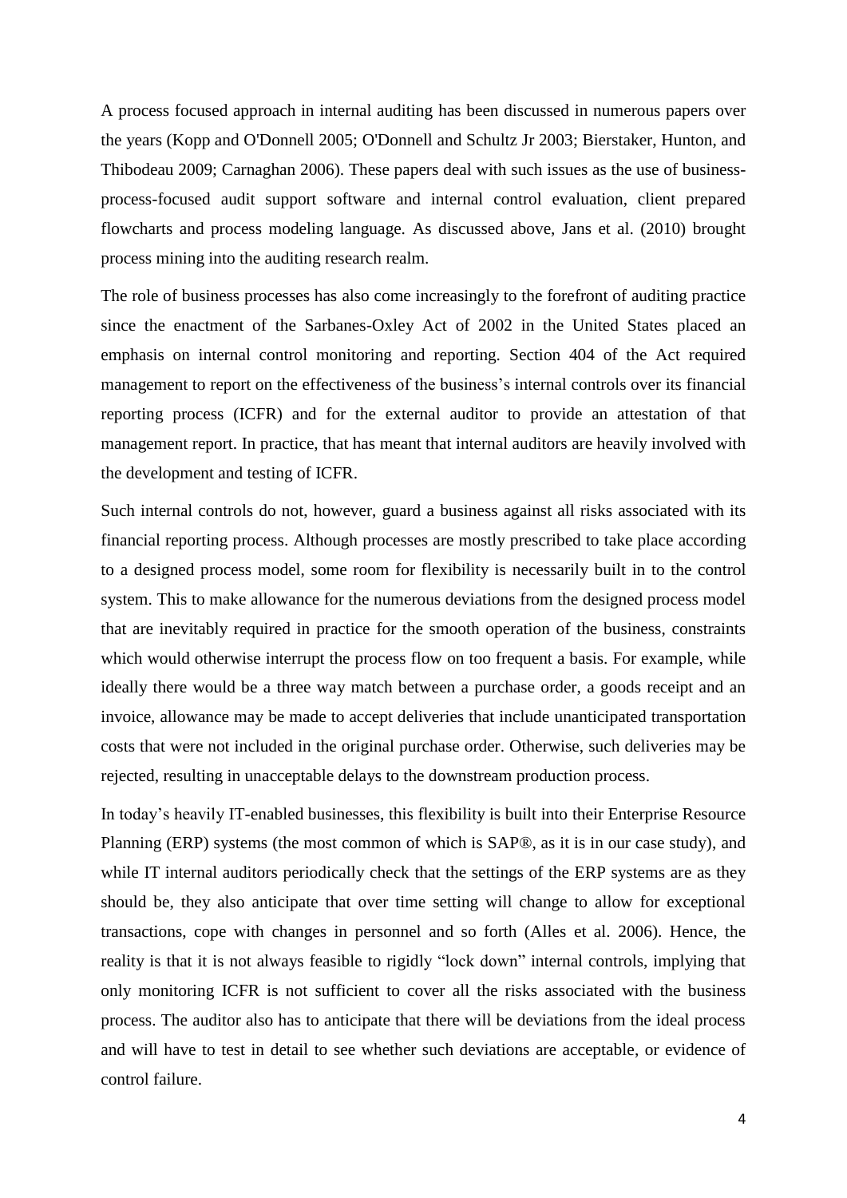A process focused approach in internal auditing has been discussed in numerous papers over the years (Kopp and O'Donnell 2005; O'Donnell and Schultz Jr 2003; Bierstaker, Hunton, and Thibodeau 2009; Carnaghan 2006). These papers deal with such issues as the use of business-process-focused audit support software and internal control evaluation, client prepared flowcharts and process modeling language. As discussed above, Jans et al. (2010) brought process mining into the auditing research realm.

The role of business processes has also come increasingly to the forefront of auditing practice since the enactment of the Sarbanes-Oxley Act of 2002 in the United States placed an emphasis on internal control monitoring and reporting. Section 404 of the Act required management to report on the effectiveness of the business's internal controls over its financial reporting process (ICFR) and for the external auditor to provide an attestation of that management report. In practice, that has meant that internal auditors are heavily involved with the development and testing of ICFR.

Such internal controls do not, however, guard a business against all risks associated with its financial reporting process. Although processes are mostly prescribed to take place according to a designed process model, some room for flexibility is necessarily built in to the control system. This to make allowance for the numerous deviations from the designed process model that are inevitably required in practice for the smooth operation of the business, constraints which would otherwise interrupt the process flow on too frequent a basis. For example, while ideally there would be a three way match between a purchase order, a goods receipt and an invoice, allowance may be made to accept deliveries that include unanticipated transportation costs that were not included in the original purchase order. Otherwise, such deliveries may be rejected, resulting in unacceptable delays to the downstream production process.

In today's heavily IT-enabled businesses, this flexibility is built into their Enterprise Resource Planning (ERP) systems (the most common of which is SAP®, as it is in our case study), and while IT internal auditors periodically check that the settings of the ERP systems are as they should be, they also anticipate that over time setting will change to allow for exceptional transactions, cope with changes in personnel and so forth (Alles et al. 2006). Hence, the reality is that it is not always feasible to rigidly "lock down" internal controls, implying that only monitoring ICFR is not sufficient to cover all the risks associated with the business process. The auditor also has to anticipate that there will be deviations from the ideal process and will have to test in detail to see whether such deviations are acceptable, or evidence of control failure.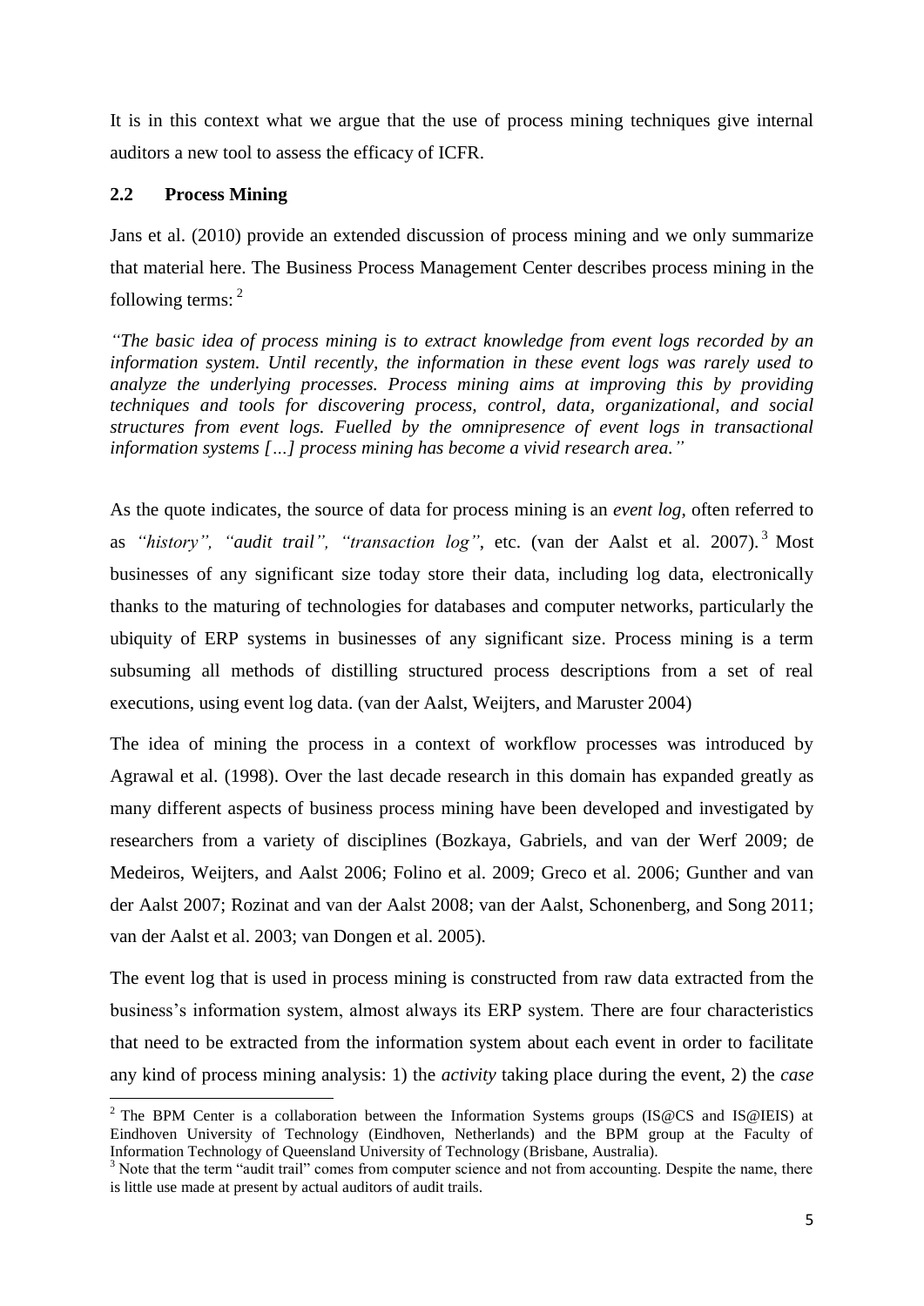It is in this context what we argue that the use of process mining techniques give internal auditors a new tool to assess the efficacy of ICFR.

## 2.2 Process Mining

Jans et al. (2010) provide an extended discussion of process mining and we only summarize that material here. The Business Process Management Center describes process mining in the following terms: [2]

*"The basic idea of process mining is to extract knowledge from event logs recorded by an information system. Until recently, the information in these event logs was rarely used to analyze the underlying processes. Process mining aims at improving this by providing techniques and tools for discovering process, control, data, organizational, and social structures from event logs. Fuelled by the omnipresence of event logs in transactional information systems […] process mining has become a vivid research area."*

As the quote indicates, the source of data for process mining is an *event log*, often referred to as *"history", "audit trail", "transaction log"*, etc. (van der Aalst et al. 2007). [3] Most businesses of any significant size today store their data, including log data, electronically thanks to the maturing of technologies for databases and computer networks, particularly the ubiquity of ERP systems in businesses of any significant size. Process mining is a term subsuming all methods of distilling structured process descriptions from a set of real executions, using event log data. (van der Aalst, Weijters, and Maruster 2004)

The idea of mining the process in a context of workflow processes was introduced by Agrawal et al. (1998). Over the last decade research in this domain has expanded greatly as many different aspects of business process mining have been developed and investigated by researchers from a variety of disciplines (Bozkaya, Gabriels, and van der Werf 2009; de Medeiros, Weijters, and Aalst 2006; Folino et al. 2009; Greco et al. 2006; Gunther and van der Aalst 2007; Rozinat and van der Aalst 2008; van der Aalst, Schonenberg, and Song 2011; van der Aalst et al. 2003; van Dongen et al. 2005).

The event log that is used in process mining is constructed from raw data extracted from the business's information system, almost always its ERP system. There are four characteristics that need to be extracted from the information system about each event in order to facilitate any kind of process mining analysis: 1) the *activity* taking place during the event, 2) the *case*

[2] The BPM Center is a collaboration between the Information Systems groups (IS@CS and IS@IEIS) at Eindhoven University of Technology (Eindhoven, Netherlands) and the BPM group at the Faculty of Information Technology of Queensland University of Technology (Brisbane, Australia).

[3] Note that the term "audit trail" comes from computer science and not from accounting. Despite the name, there is little use made at present by actual auditors of audit trails.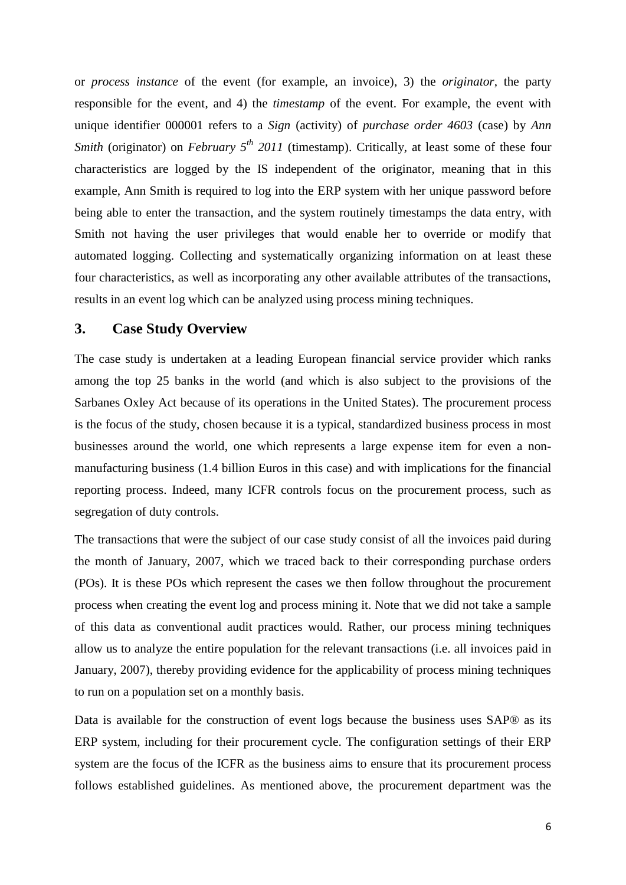or *process instance* of the event (for example, an invoice), 3) the *originator*, the party responsible for the event, and 4) the *timestamp* of the event. For example, the event with unique identifier 000001 refers to a *Sign* (activity) of *purchase order 4603* (case) by *Ann Smith* (originator) on *February 5th 2011* (timestamp). Critically, at least some of these four characteristics are logged by the IS independent of the originator, meaning that in this example, Ann Smith is required to log into the ERP system with her unique password before being able to enter the transaction, and the system routinely timestamps the data entry, with Smith not having the user privileges that would enable her to override or modify that automated logging. Collecting and systematically organizing information on at least these four characteristics, as well as incorporating any other available attributes of the transactions, results in an event log which can be analyzed using process mining techniques.

## 3. Case Study Overview

The case study is undertaken at a leading European financial service provider which ranks among the top 25 banks in the world (and which is also subject to the provisions of the Sarbanes Oxley Act because of its operations in the United States). The procurement process is the focus of the study, chosen because it is a typical, standardized business process in most businesses around the world, one which represents a large expense item for even a non-manufacturing business (1.4 billion Euros in this case) and with implications for the financial reporting process. Indeed, many ICFR controls focus on the procurement process, such as segregation of duty controls.

The transactions that were the subject of our case study consist of all the invoices paid during the month of January, 2007, which we traced back to their corresponding purchase orders (POs). It is these POs which represent the cases we then follow throughout the procurement process when creating the event log and process mining it. Note that we did not take a sample of this data as conventional audit practices would. Rather, our process mining techniques allow us to analyze the entire population for the relevant transactions (i.e. all invoices paid in January, 2007), thereby providing evidence for the applicability of process mining techniques to run on a population set on a monthly basis.

Data is available for the construction of event logs because the business uses SAP® as its ERP system, including for their procurement cycle. The configuration settings of their ERP system are the focus of the ICFR as the business aims to ensure that its procurement process follows established guidelines. As mentioned above, the procurement department was the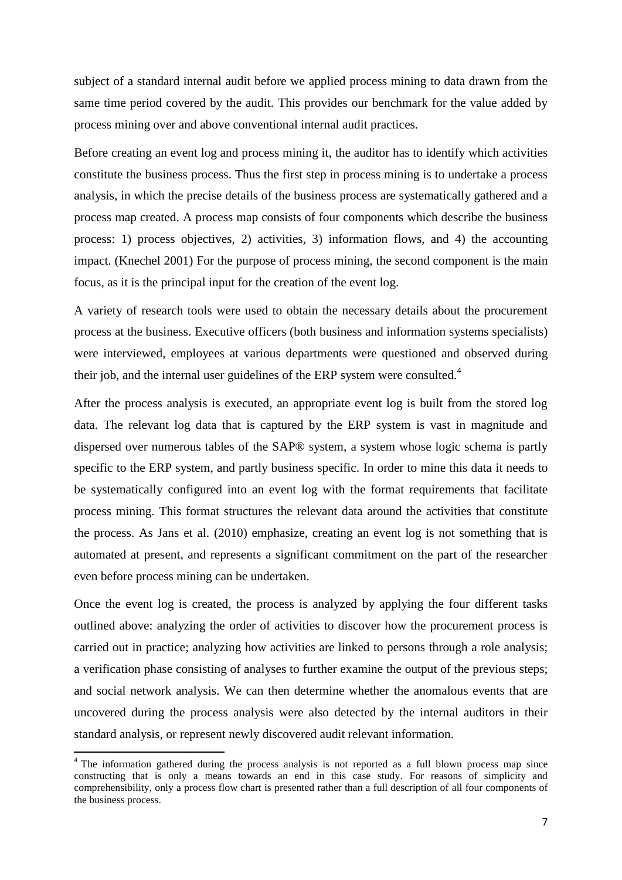subject of a standard internal audit before we applied process mining to data drawn from the same time period covered by the audit. This provides our benchmark for the value added by process mining over and above conventional internal audit practices.

Before creating an event log and process mining it, the auditor has to identify which activities constitute the business process. Thus the first step in process mining is to undertake a process analysis, in which the precise details of the business process are systematically gathered and a process map created. A process map consists of four components which describe the business process: 1) process objectives, 2) activities, 3) information flows, and 4) the accounting impact. (Knechel 2001) For the purpose of process mining, the second component is the main focus, as it is the principal input for the creation of the event log.

A variety of research tools were used to obtain the necessary details about the procurement process at the business. Executive officers (both business and information systems specialists) were interviewed, employees at various departments were questioned and observed during their job, and the internal user guidelines of the ERP system were consulted.[4]

After the process analysis is executed, an appropriate event log is built from the stored log data. The relevant log data that is captured by the ERP system is vast in magnitude and dispersed over numerous tables of the SAP® system, a system whose logic schema is partly specific to the ERP system, and partly business specific. In order to mine this data it needs to be systematically configured into an event log with the format requirements that facilitate process mining. This format structures the relevant data around the activities that constitute the process. As Jans et al. (2010) emphasize, creating an event log is not something that is automated at present, and represents a significant commitment on the part of the researcher even before process mining can be undertaken.

Once the event log is created, the process is analyzed by applying the four different tasks outlined above: analyzing the order of activities to discover how the procurement process is carried out in practice; analyzing how activities are linked to persons through a role analysis; a verification phase consisting of analyses to further examine the output of the previous steps; and social network analysis. We can then determine whether the anomalous events that are uncovered during the process analysis were also detected by the internal auditors in their standard analysis, or represent newly discovered audit relevant information.

[4] The information gathered during the process analysis is not reported as a full blown process map since constructing that is only a means towards an end in this case study. For reasons of simplicity and comprehensibility, only a process flow chart is presented rather than a full description of all four components of the business process.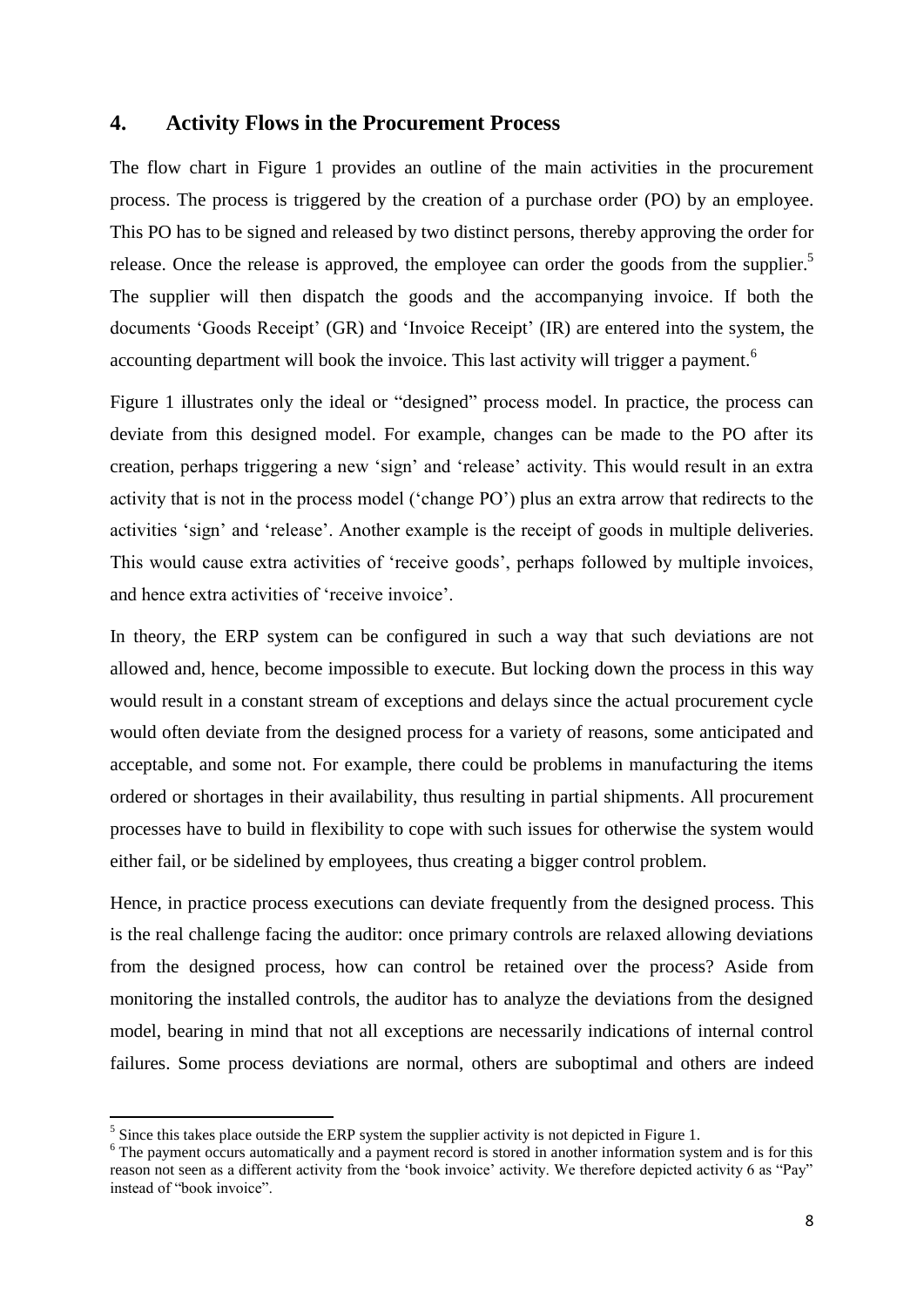## 4. Activity Flows in the Procurement Process

The flow chart in Figure 1 provides an outline of the main activities in the procurement process. The process is triggered by the creation of a purchase order (PO) by an employee. This PO has to be signed and released by two distinct persons, thereby approving the order for release. Once the release is approved, the employee can order the goods from the supplier.[5] The supplier will then dispatch the goods and the accompanying invoice. If both the documents 'Goods Receipt' (GR) and 'Invoice Receipt' (IR) are entered into the system, the accounting department will book the invoice. This last activity will trigger a payment.[6]

Figure 1 illustrates only the ideal or "designed" process model. In practice, the process can deviate from this designed model. For example, changes can be made to the PO after its creation, perhaps triggering a new 'sign' and 'release' activity. This would result in an extra activity that is not in the process model ('change PO') plus an extra arrow that redirects to the activities 'sign' and 'release'. Another example is the receipt of goods in multiple deliveries. This would cause extra activities of 'receive goods', perhaps followed by multiple invoices, and hence extra activities of 'receive invoice'.

In theory, the ERP system can be configured in such a way that such deviations are not allowed and, hence, become impossible to execute. But locking down the process in this way would result in a constant stream of exceptions and delays since the actual procurement cycle would often deviate from the designed process for a variety of reasons, some anticipated and acceptable, and some not. For example, there could be problems in manufacturing the items ordered or shortages in their availability, thus resulting in partial shipments. All procurement processes have to build in flexibility to cope with such issues for otherwise the system would either fail, or be sidelined by employees, thus creating a bigger control problem.

Hence, in practice process executions can deviate frequently from the designed process. This is the real challenge facing the auditor: once primary controls are relaxed allowing deviations from the designed process, how can control be retained over the process? Aside from monitoring the installed controls, the auditor has to analyze the deviations from the designed model, bearing in mind that not all exceptions are necessarily indications of internal control failures. Some process deviations are normal, others are suboptimal and others are indeed

[5] Since this takes place outside the ERP system the supplier activity is not depicted in Figure 1.

[6] The payment occurs automatically and a payment record is stored in another information system and is for this reason not seen as a different activity from the 'book invoice' activity. We therefore depicted activity 6 as "Pay" instead of "book invoice".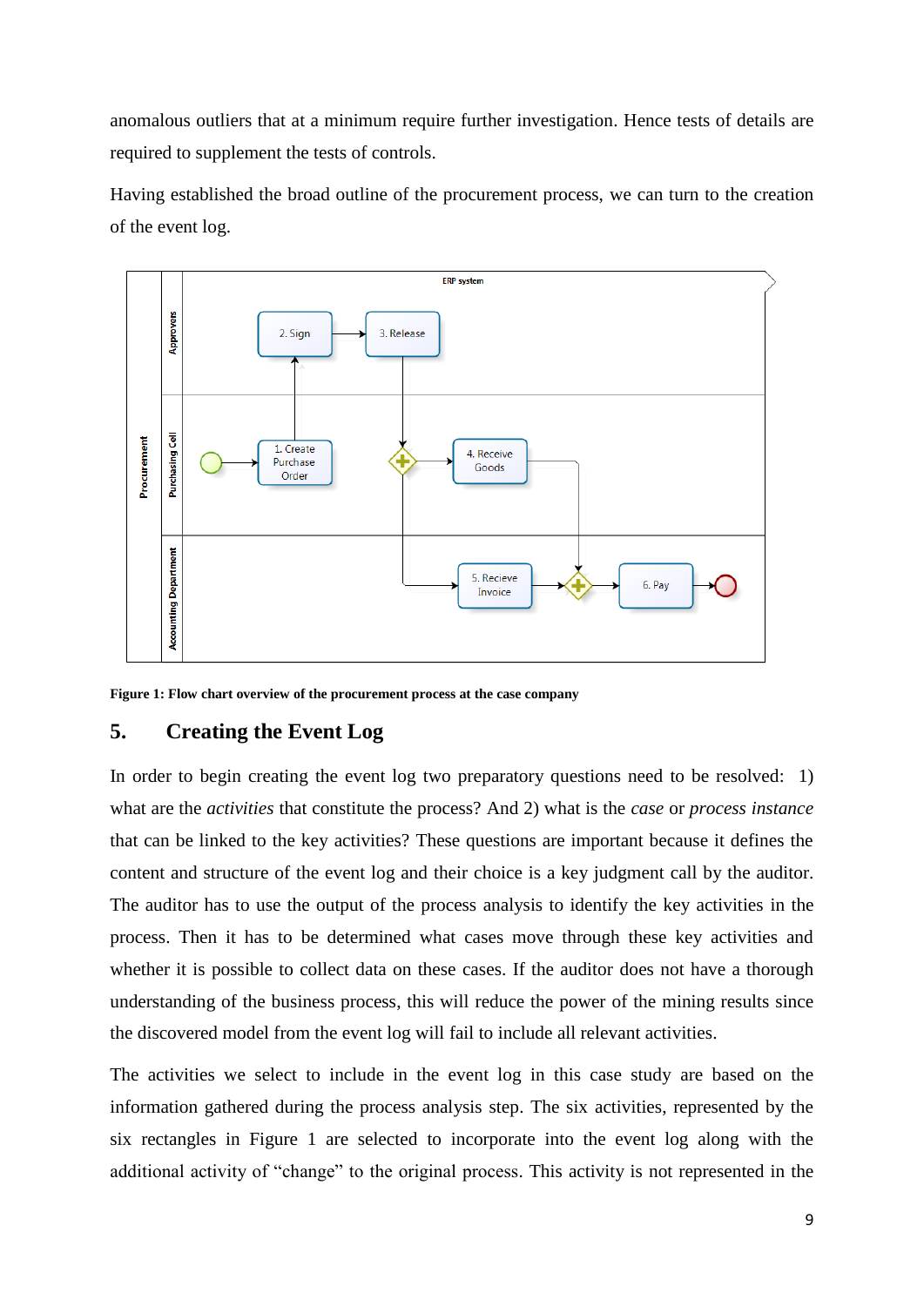anomalous outliers that at a minimum require further investigation. Hence tests of details are required to supplement the tests of controls.

Having established the broad outline of the procurement process, we can turn to the creation of the event log.

**Figure 1: Flow chart overview of the procurement process at the case company**

## 5. Creating the Event Log

In order to begin creating the event log two preparatory questions need to be resolved: 1) what are the *activities* that constitute the process? And 2) what is the *case* or *process instance* that can be linked to the key activities? These questions are important because it defines the content and structure of the event log and their choice is a key judgment call by the auditor. The auditor has to use the output of the process analysis to identify the key activities in the process. Then it has to be determined what cases move through these key activities and whether it is possible to collect data on these cases. If the auditor does not have a thorough understanding of the business process, this will reduce the power of the mining results since the discovered model from the event log will fail to include all relevant activities.

The activities we select to include in the event log in this case study are based on the information gathered during the process analysis step. The six activities, represented by the six rectangles in Figure 1 are selected to incorporate into the event log along with the additional activity of "change" to the original process. This activity is not represented in the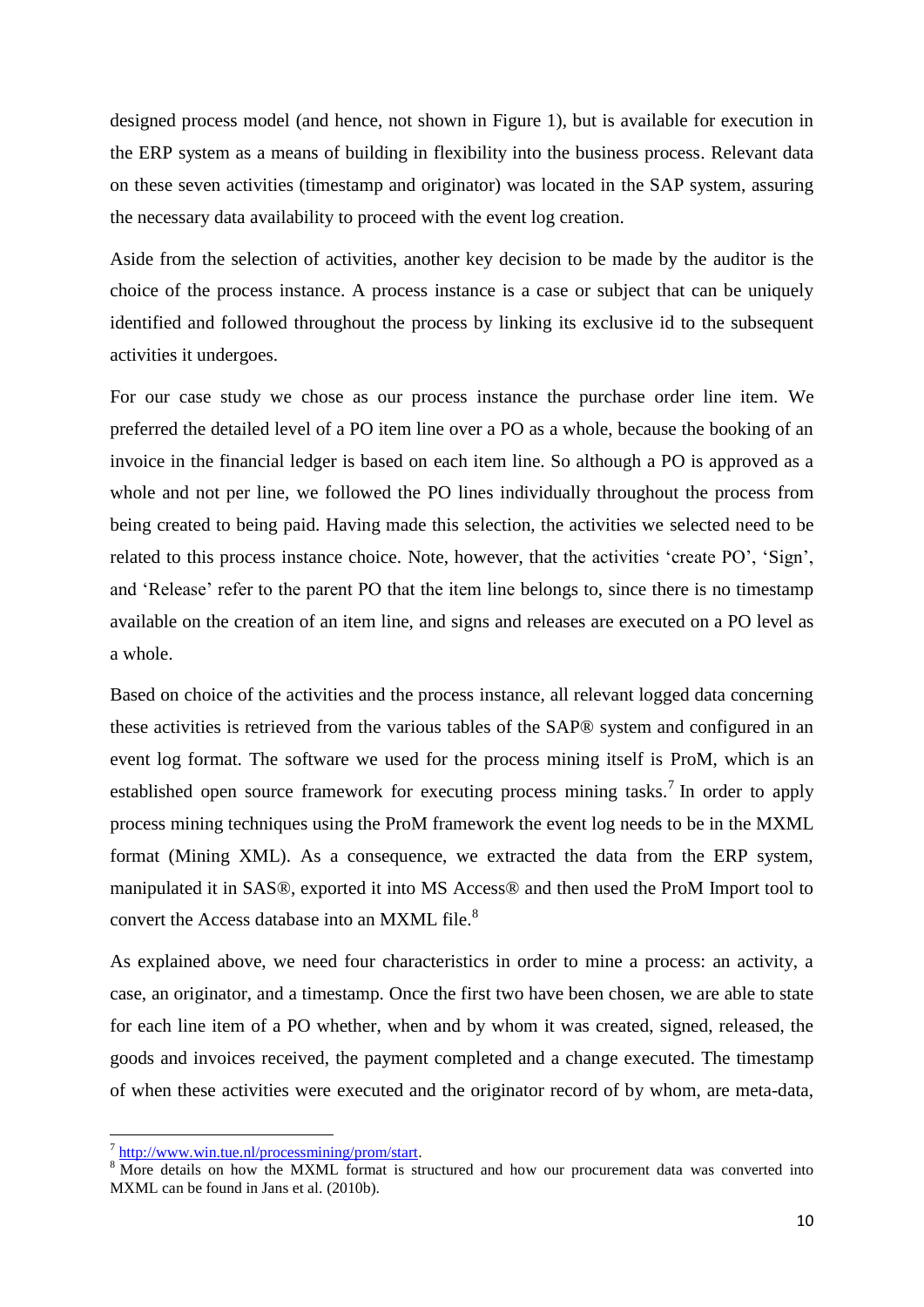designed process model (and hence, not shown in Figure 1), but is available for execution in the ERP system as a means of building in flexibility into the business process. Relevant data on these seven activities (timestamp and originator) was located in the SAP system, assuring the necessary data availability to proceed with the event log creation.

Aside from the selection of activities, another key decision to be made by the auditor is the choice of the process instance. A process instance is a case or subject that can be uniquely identified and followed throughout the process by linking its exclusive id to the subsequent activities it undergoes.

For our case study we chose as our process instance the purchase order line item. We preferred the detailed level of a PO item line over a PO as a whole, because the booking of an invoice in the financial ledger is based on each item line. So although a PO is approved as a whole and not per line, we followed the PO lines individually throughout the process from being created to being paid. Having made this selection, the activities we selected need to be related to this process instance choice. Note, however, that the activities 'create PO', 'Sign', and 'Release' refer to the parent PO that the item line belongs to, since there is no timestamp available on the creation of an item line, and signs and releases are executed on a PO level as a whole.

Based on choice of the activities and the process instance, all relevant logged data concerning these activities is retrieved from the various tables of the SAP® system and configured in an event log format. The software we used for the process mining itself is ProM, which is an established open source framework for executing process mining tasks.[7] In order to apply process mining techniques using the ProM framework the event log needs to be in the MXML format (Mining XML). As a consequence, we extracted the data from the ERP system, manipulated it in SAS®, exported it into MS Access® and then used the ProM Import tool to convert the Access database into an MXML file.[8]

As explained above, we need four characteristics in order to mine a process: an activity, a case, an originator, and a timestamp. Once the first two have been chosen, we are able to state for each line item of a PO whether, when and by whom it was created, signed, released, the goods and invoices received, the payment completed and a change executed. The timestamp of when these activities were executed and the originator record of by whom, are meta-data,

---

[7] http://www.win.tue.nl/processmining/prom/start.

[8] More details on how the MXML format is structured and how our procurement data was converted into MXML can be found in Jans et al. (2010b).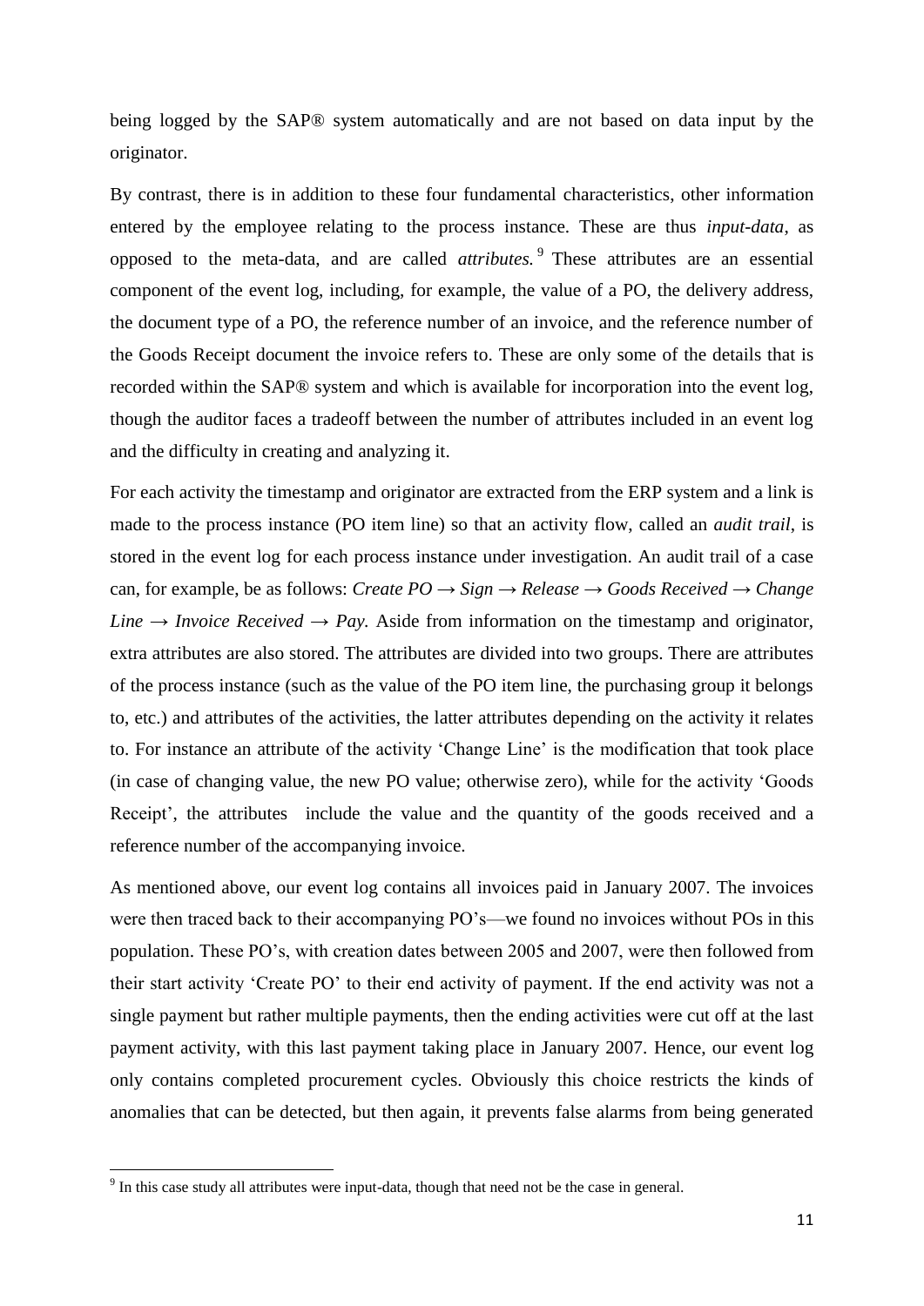being logged by the SAP® system automatically and are not based on data input by the originator.

By contrast, there is in addition to these four fundamental characteristics, other information entered by the employee relating to the process instance. These are thus *input-data*, as opposed to the meta-data, and are called *attributes.*[9] These attributes are an essential component of the event log, including, for example, the value of a PO, the delivery address, the document type of a PO, the reference number of an invoice, and the reference number of the Goods Receipt document the invoice refers to. These are only some of the details that is recorded within the SAP® system and which is available for incorporation into the event log, though the auditor faces a tradeoff between the number of attributes included in an event log and the difficulty in creating and analyzing it.

For each activity the timestamp and originator are extracted from the ERP system and a link is made to the process instance (PO item line) so that an activity flow, called an *audit trail*, is stored in the event log for each process instance under investigation. An audit trail of a case can, for example, be as follows: *Create PO → Sign → Release → Goods Received → Change Line → Invoice Received → Pay.* Aside from information on the timestamp and originator, extra attributes are also stored. The attributes are divided into two groups. There are attributes of the process instance (such as the value of the PO item line, the purchasing group it belongs to, etc.) and attributes of the activities, the latter attributes depending on the activity it relates to. For instance an attribute of the activity 'Change Line' is the modification that took place (in case of changing value, the new PO value; otherwise zero), while for the activity 'Goods Receipt', the attributes include the value and the quantity of the goods received and a reference number of the accompanying invoice.

As mentioned above, our event log contains all invoices paid in January 2007. The invoices were then traced back to their accompanying PO's—we found no invoices without POs in this population. These PO's, with creation dates between 2005 and 2007, were then followed from their start activity 'Create PO' to their end activity of payment. If the end activity was not a single payment but rather multiple payments, then the ending activities were cut off at the last payment activity, with this last payment taking place in January 2007. Hence, our event log only contains completed procurement cycles. Obviously this choice restricts the kinds of anomalies that can be detected, but then again, it prevents false alarms from being generated

[9] In this case study all attributes were input-data, though that need not be the case in general.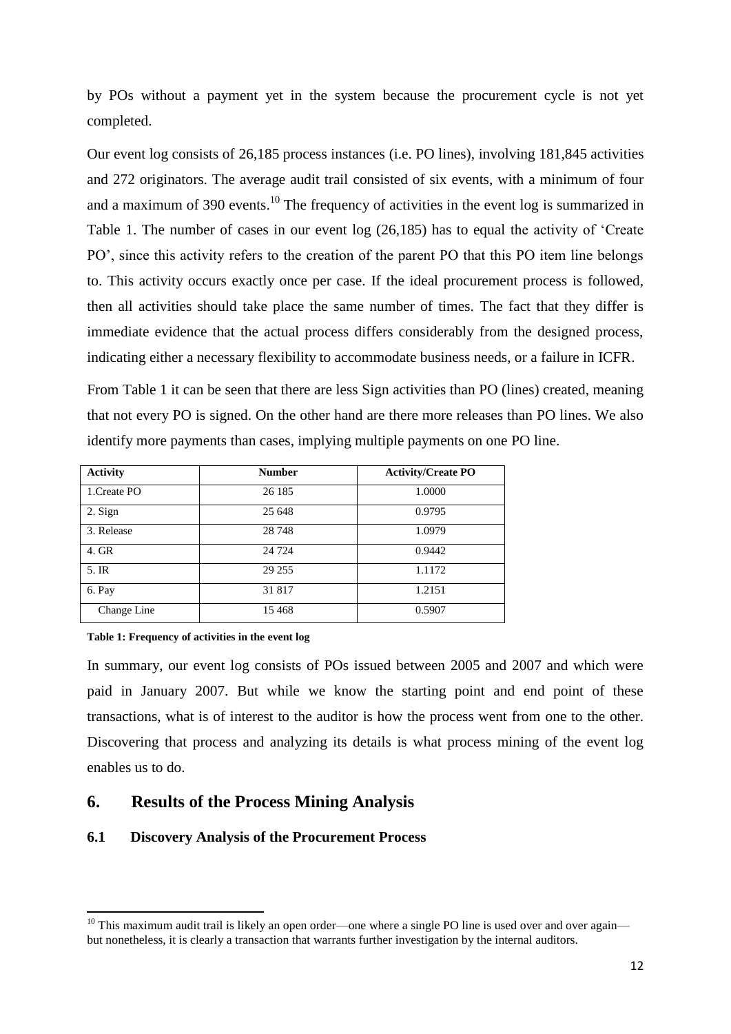by POs without a payment yet in the system because the procurement cycle is not yet completed.

Our event log consists of 26,185 process instances (i.e. PO lines), involving 181,845 activities and 272 originators. The average audit trail consisted of six events, with a minimum of four and a maximum of 390 events.[10] The frequency of activities in the event log is summarized in Table 1. The number of cases in our event log (26,185) has to equal the activity of 'Create PO', since this activity refers to the creation of the parent PO that this PO item line belongs to. This activity occurs exactly once per case. If the ideal procurement process is followed, then all activities should take place the same number of times. The fact that they differ is immediate evidence that the actual process differs considerably from the designed process, indicating either a necessary flexibility to accommodate business needs, or a failure in ICFR.

From Table 1 it can be seen that there are less Sign activities than PO (lines) created, meaning that not every PO is signed. On the other hand are there more releases than PO lines. We also identify more payments than cases, implying multiple payments on one PO line.

| **Activity** | **Number** | **Activity/Create PO** |
|---|---|---|
| 1.Create PO | 26 185 | 1.0000 |
| 2. Sign | 25 648 | 0.9795 |
| 3. Release | 28 748 | 1.0979 |
| 4. GR | 24 724 | 0.9442 |
| 5. IR | 29 255 | 1.1172 |
| 6. Pay | 31 817 | 1.2151 |
| Change Line | 15 468 | 0.5907 |

**Table 1: Frequency of activities in the event log**

In summary, our event log consists of POs issued between 2005 and 2007 and which were paid in January 2007. But while we know the starting point and end point of these transactions, what is of interest to the auditor is how the process went from one to the other. Discovering that process and analyzing its details is what process mining of the event log enables us to do.

## 6. Results of the Process Mining Analysis

### 6.1 Discovery Analysis of the Procurement Process

[10] This maximum audit trail is likely an open order—one where a single PO line is used over and over again—but nonetheless, it is clearly a transaction that warrants further investigation by the internal auditors.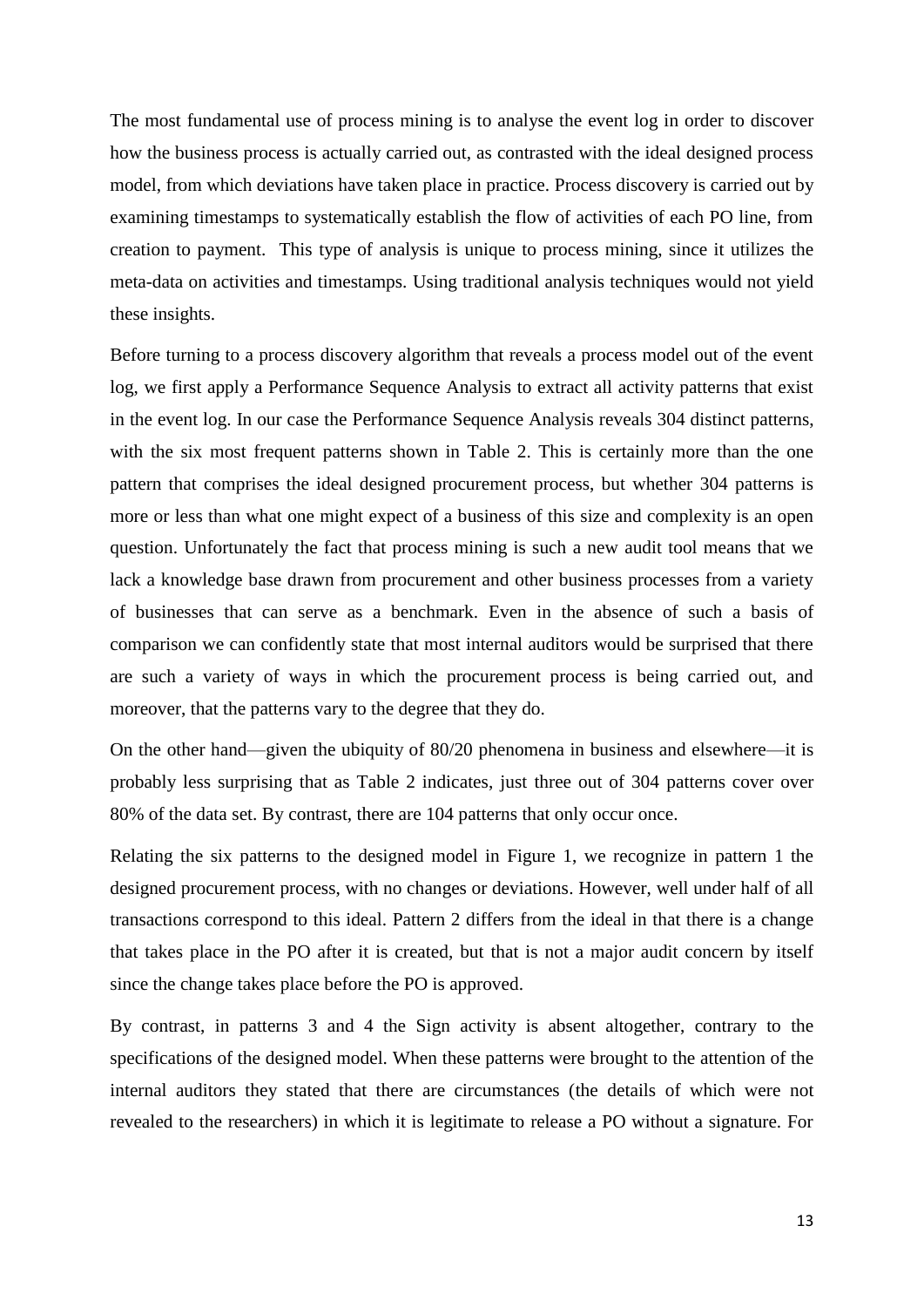The most fundamental use of process mining is to analyse the event log in order to discover how the business process is actually carried out, as contrasted with the ideal designed process model, from which deviations have taken place in practice. Process discovery is carried out by examining timestamps to systematically establish the flow of activities of each PO line, from creation to payment. This type of analysis is unique to process mining, since it utilizes the meta-data on activities and timestamps. Using traditional analysis techniques would not yield these insights.

Before turning to a process discovery algorithm that reveals a process model out of the event log, we first apply a Performance Sequence Analysis to extract all activity patterns that exist in the event log. In our case the Performance Sequence Analysis reveals 304 distinct patterns, with the six most frequent patterns shown in Table 2. This is certainly more than the one pattern that comprises the ideal designed procurement process, but whether 304 patterns is more or less than what one might expect of a business of this size and complexity is an open question. Unfortunately the fact that process mining is such a new audit tool means that we lack a knowledge base drawn from procurement and other business processes from a variety of businesses that can serve as a benchmark. Even in the absence of such a basis of comparison we can confidently state that most internal auditors would be surprised that there are such a variety of ways in which the procurement process is being carried out, and moreover, that the patterns vary to the degree that they do.

On the other hand—given the ubiquity of 80/20 phenomena in business and elsewhere—it is probably less surprising that as Table 2 indicates, just three out of 304 patterns cover over 80% of the data set. By contrast, there are 104 patterns that only occur once.

Relating the six patterns to the designed model in Figure 1, we recognize in pattern 1 the designed procurement process, with no changes or deviations. However, well under half of all transactions correspond to this ideal. Pattern 2 differs from the ideal in that there is a change that takes place in the PO after it is created, but that is not a major audit concern by itself since the change takes place before the PO is approved.

By contrast, in patterns 3 and 4 the Sign activity is absent altogether, contrary to the specifications of the designed model. When these patterns were brought to the attention of the internal auditors they stated that there are circumstances (the details of which were not revealed to the researchers) in which it is legitimate to release a PO without a signature. For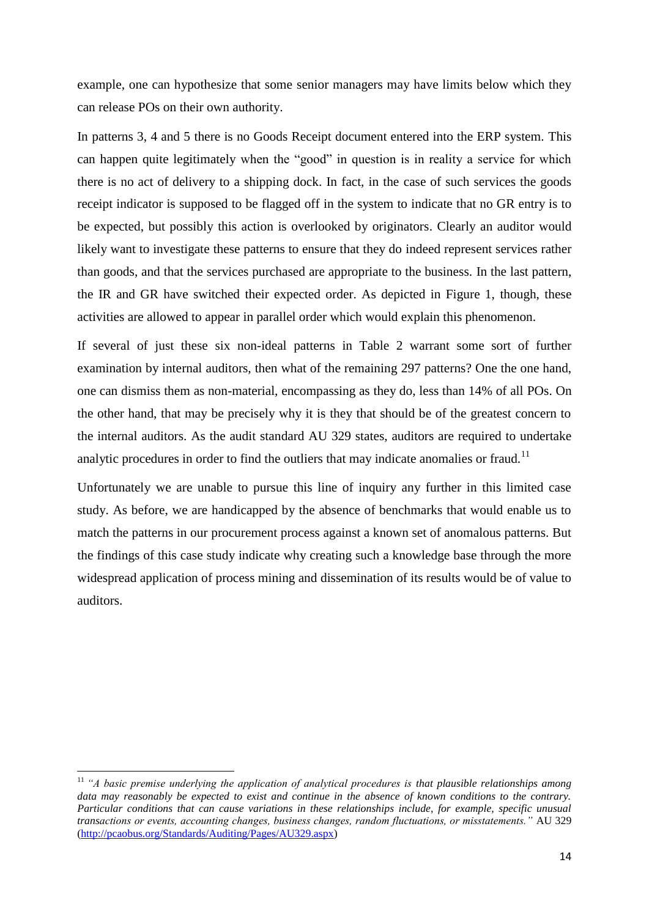example, one can hypothesize that some senior managers may have limits below which they can release POs on their own authority.

In patterns 3, 4 and 5 there is no Goods Receipt document entered into the ERP system. This can happen quite legitimately when the "good" in question is in reality a service for which there is no act of delivery to a shipping dock. In fact, in the case of such services the goods receipt indicator is supposed to be flagged off in the system to indicate that no GR entry is to be expected, but possibly this action is overlooked by originators. Clearly an auditor would likely want to investigate these patterns to ensure that they do indeed represent services rather than goods, and that the services purchased are appropriate to the business. In the last pattern, the IR and GR have switched their expected order. As depicted in Figure 1, though, these activities are allowed to appear in parallel order which would explain this phenomenon.

If several of just these six non-ideal patterns in Table 2 warrant some sort of further examination by internal auditors, then what of the remaining 297 patterns? One the one hand, one can dismiss them as non-material, encompassing as they do, less than 14% of all POs. On the other hand, that may be precisely why it is they that should be of the greatest concern to the internal auditors. As the audit standard AU 329 states, auditors are required to undertake analytic procedures in order to find the outliers that may indicate anomalies or fraud.[11]

Unfortunately we are unable to pursue this line of inquiry any further in this limited case study. As before, we are handicapped by the absence of benchmarks that would enable us to match the patterns in our procurement process against a known set of anomalous patterns. But the findings of this case study indicate why creating such a knowledge base through the more widespread application of process mining and dissemination of its results would be of value to auditors.

---

[11] *"A basic premise underlying the application of analytical procedures is that plausible relationships among data may reasonably be expected to exist and continue in the absence of known conditions to the contrary. Particular conditions that can cause variations in these relationships include, for example, specific unusual transactions or events, accounting changes, business changes, random fluctuations, or misstatements."* AU 329 (http://pcaobus.org/Standards/Auditing/Pages/AU329.aspx)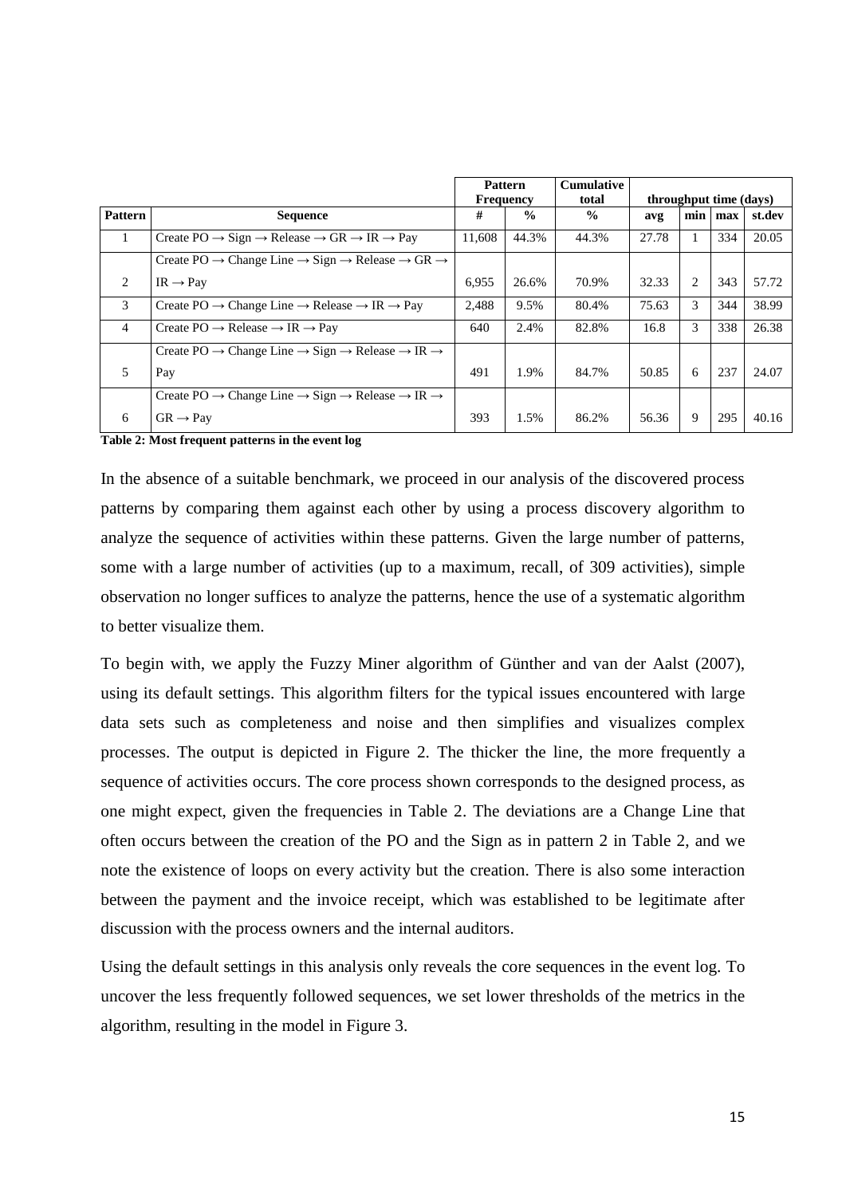| | | Pattern Frequency | | Cumulative total | throughput time (days) | | | |
|---|---|---|---|---|---|---|---|---|
| **Pattern** | **Sequence** | **#** | **%** | **%** | **avg** | **min** | **max** | **st.dev** |
| 1 | Create PO → Sign → Release → GR → IR → Pay | 11,608 | 44.3% | 44.3% | 27.78 | 1 | 334 | 20.05 |
| 2 | Create PO → Change Line → Sign → Release → GR → IR → Pay | 6,955 | 26.6% | 70.9% | 32.33 | 2 | 343 | 57.72 |
| 3 | Create PO → Change Line → Release → IR → Pay | 2,488 | 9.5% | 80.4% | 75.63 | 3 | 344 | 38.99 |
| 4 | Create PO → Release → IR → Pay | 640 | 2.4% | 82.8% | 16.8 | 3 | 338 | 26.38 |
| 5 | Create PO → Change Line → Sign → Release → IR → Pay | 491 | 1.9% | 84.7% | 50.85 | 6 | 237 | 24.07 |
| 6 | Create PO → Change Line → Sign → Release → IR → GR → Pay | 393 | 1.5% | 86.2% | 56.36 | 9 | 295 | 40.16 |

**Table 2: Most frequent patterns in the event log**

In the absence of a suitable benchmark, we proceed in our analysis of the discovered process patterns by comparing them against each other by using a process discovery algorithm to analyze the sequence of activities within these patterns. Given the large number of patterns, some with a large number of activities (up to a maximum, recall, of 309 activities), simple observation no longer suffices to analyze the patterns, hence the use of a systematic algorithm to better visualize them.

To begin with, we apply the Fuzzy Miner algorithm of Günther and van der Aalst (2007), using its default settings. This algorithm filters for the typical issues encountered with large data sets such as completeness and noise and then simplifies and visualizes complex processes. The output is depicted in Figure 2. The thicker the line, the more frequently a sequence of activities occurs. The core process shown corresponds to the designed process, as one might expect, given the frequencies in Table 2. The deviations are a Change Line that often occurs between the creation of the PO and the Sign as in pattern 2 in Table 2, and we note the existence of loops on every activity but the creation. There is also some interaction between the payment and the invoice receipt, which was established to be legitimate after discussion with the process owners and the internal auditors.

Using the default settings in this analysis only reveals the core sequences in the event log. To uncover the less frequently followed sequences, we set lower thresholds of the metrics in the algorithm, resulting in the model in Figure 3.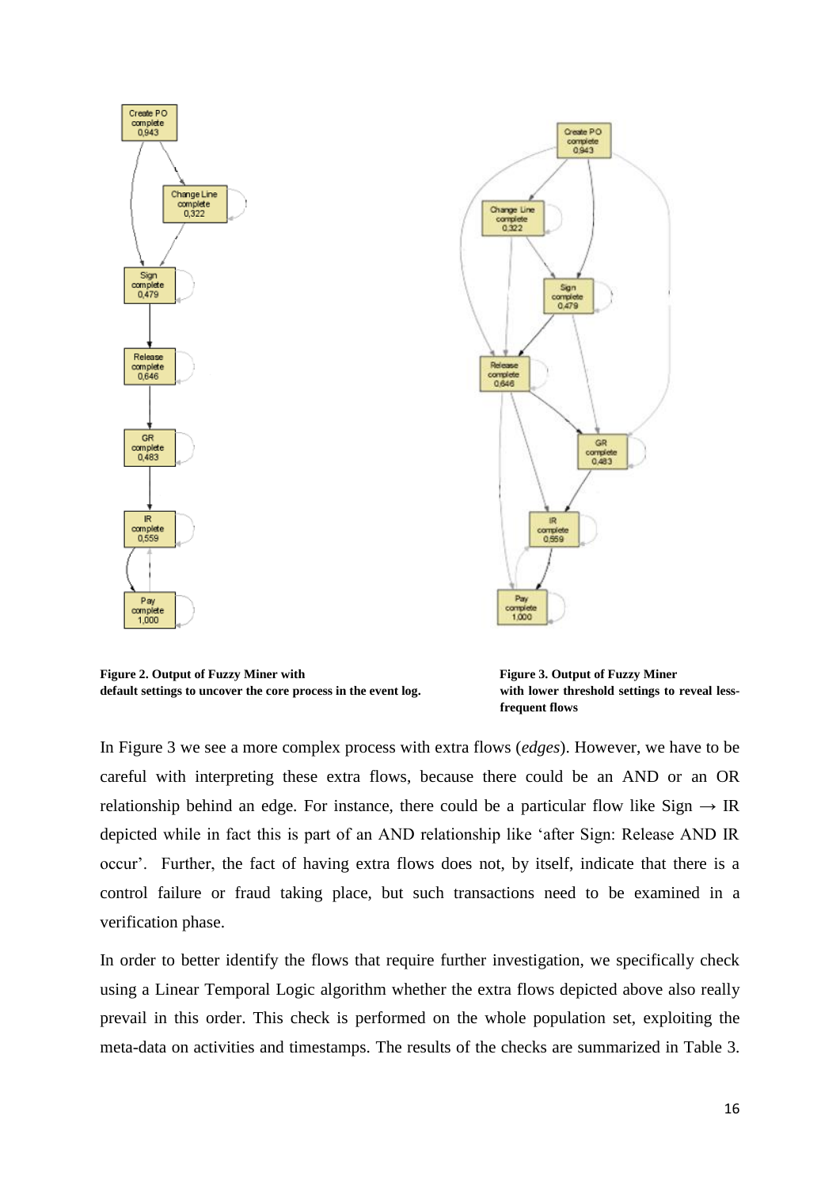**Figure 2. Output of Fuzzy Miner with default settings to uncover the core process in the event log.**

**Figure 3. Output of Fuzzy Miner with lower threshold settings to reveal less-frequent flows**

In Figure 3 we see a more complex process with extra flows (*edges*). However, we have to be careful with interpreting these extra flows, because there could be an AND or an OR relationship behind an edge. For instance, there could be a particular flow like Sign → IR depicted while in fact this is part of an AND relationship like 'after Sign: Release AND IR occur'. Further, the fact of having extra flows does not, by itself, indicate that there is a control failure or fraud taking place, but such transactions need to be examined in a verification phase.

In order to better identify the flows that require further investigation, we specifically check using a Linear Temporal Logic algorithm whether the extra flows depicted above also really prevail in this order. This check is performed on the whole population set, exploiting the meta-data on activities and timestamps. The results of the checks are summarized in Table 3.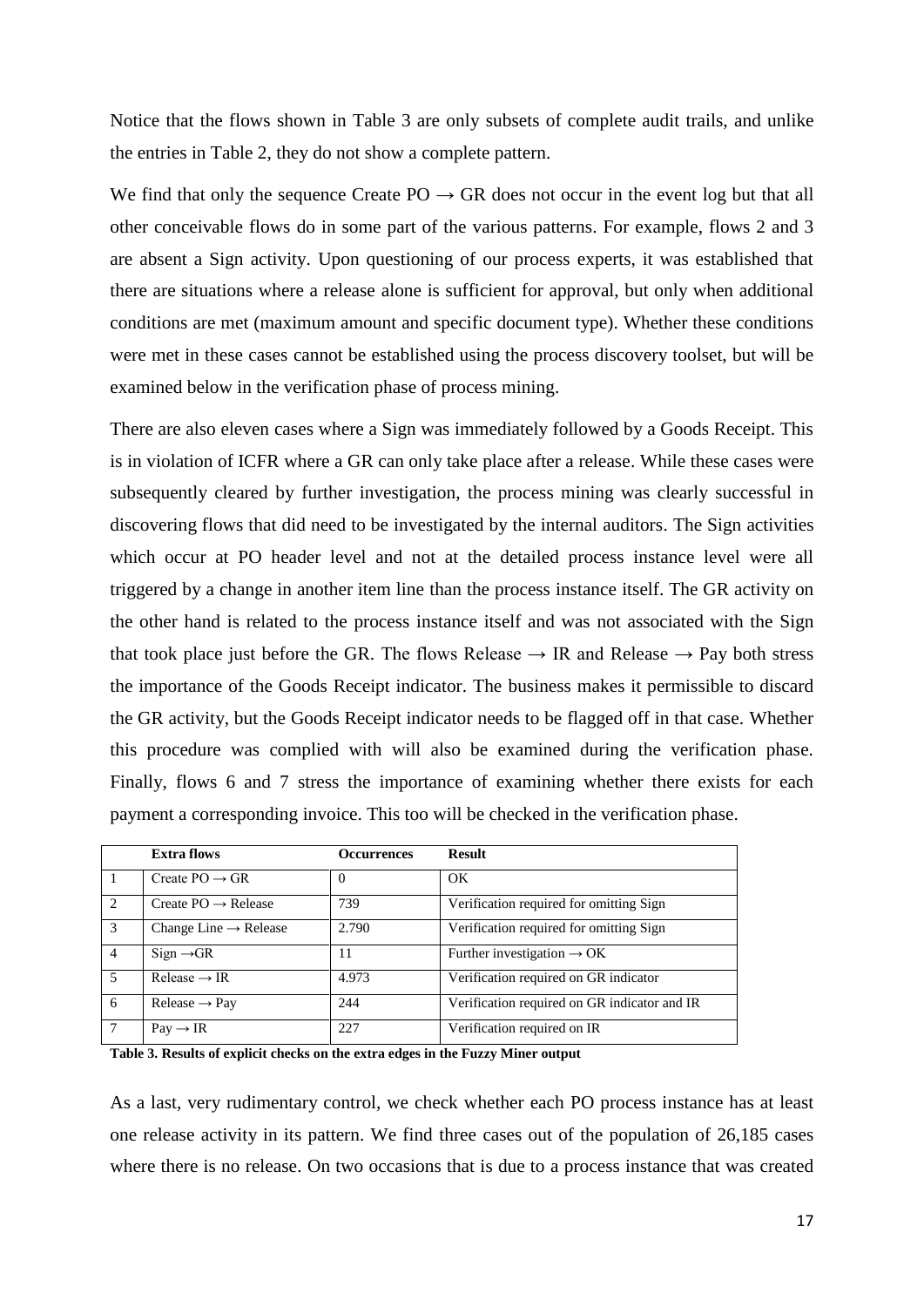Notice that the flows shown in Table 3 are only subsets of complete audit trails, and unlike the entries in Table 2, they do not show a complete pattern.

We find that only the sequence Create PO → GR does not occur in the event log but that all other conceivable flows do in some part of the various patterns. For example, flows 2 and 3 are absent a Sign activity. Upon questioning of our process experts, it was established that there are situations where a release alone is sufficient for approval, but only when additional conditions are met (maximum amount and specific document type). Whether these conditions were met in these cases cannot be established using the process discovery toolset, but will be examined below in the verification phase of process mining.

There are also eleven cases where a Sign was immediately followed by a Goods Receipt. This is in violation of ICFR where a GR can only take place after a release. While these cases were subsequently cleared by further investigation, the process mining was clearly successful in discovering flows that did need to be investigated by the internal auditors. The Sign activities which occur at PO header level and not at the detailed process instance level were all triggered by a change in another item line than the process instance itself. The GR activity on the other hand is related to the process instance itself and was not associated with the Sign that took place just before the GR. The flows Release → IR and Release → Pay both stress the importance of the Goods Receipt indicator. The business makes it permissible to discard the GR activity, but the Goods Receipt indicator needs to be flagged off in that case. Whether this procedure was complied with will also be examined during the verification phase. Finally, flows 6 and 7 stress the importance of examining whether there exists for each payment a corresponding invoice. This too will be checked in the verification phase.

| | **Extra flows** | **Occurrences** | **Result** |
|---|---|---|---|
| 1 | Create PO → GR | 0 | OK |
| 2 | Create PO → Release | 739 | Verification required for omitting Sign |
| 3 | Change Line → Release | 2.790 | Verification required for omitting Sign |
| 4 | Sign →GR | 11 | Further investigation → OK |
| 5 | Release → IR | 4.973 | Verification required on GR indicator |
| 6 | Release → Pay | 244 | Verification required on GR indicator and IR |
| 7 | Pay → IR | 227 | Verification required on IR |

**Table 3. Results of explicit checks on the extra edges in the Fuzzy Miner output**

As a last, very rudimentary control, we check whether each PO process instance has at least one release activity in its pattern. We find three cases out of the population of 26,185 cases where there is no release. On two occasions that is due to a process instance that was created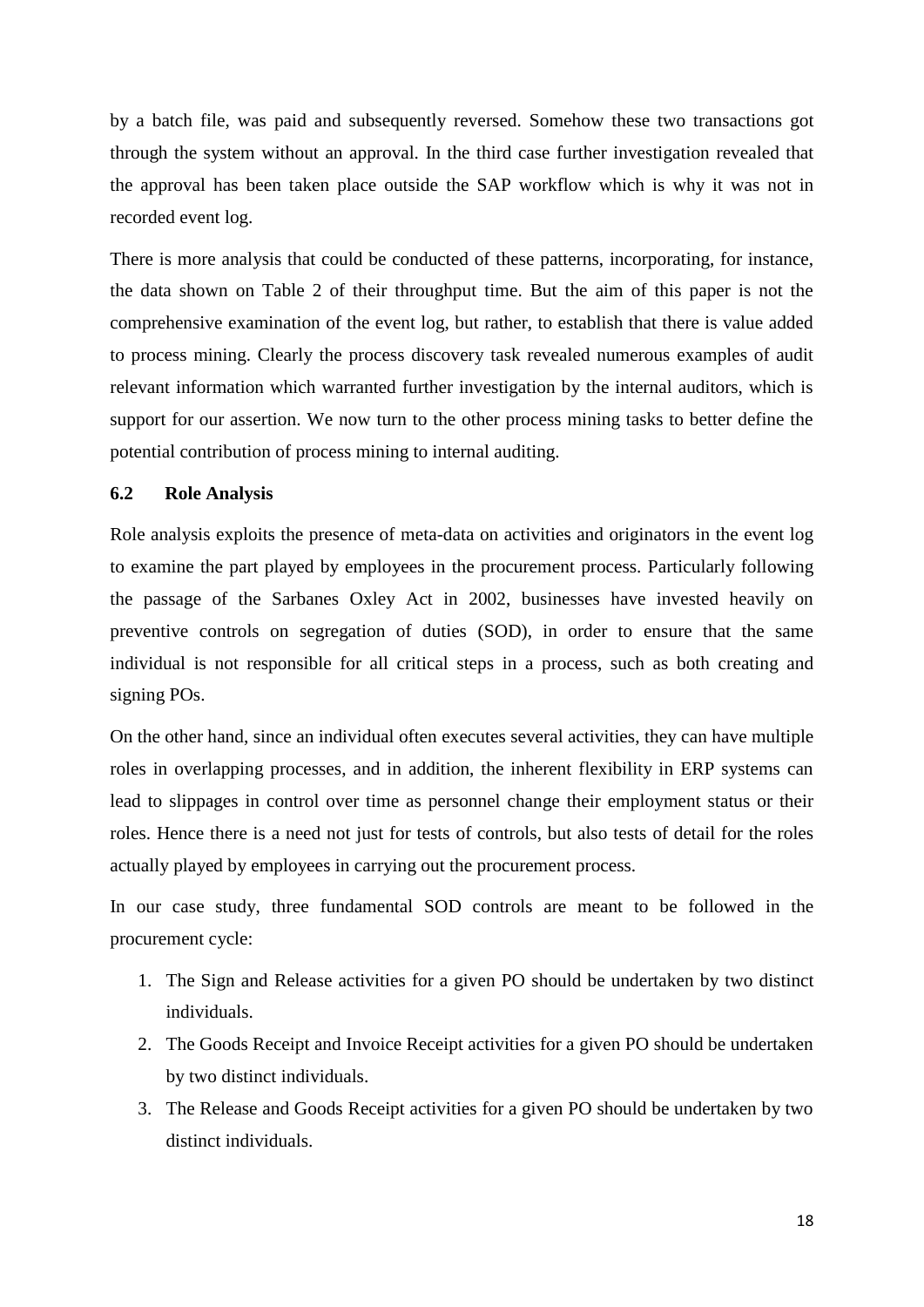by a batch file, was paid and subsequently reversed. Somehow these two transactions got through the system without an approval. In the third case further investigation revealed that the approval has been taken place outside the SAP workflow which is why it was not in recorded event log.

There is more analysis that could be conducted of these patterns, incorporating, for instance, the data shown on Table 2 of their throughput time. But the aim of this paper is not the comprehensive examination of the event log, but rather, to establish that there is value added to process mining. Clearly the process discovery task revealed numerous examples of audit relevant information which warranted further investigation by the internal auditors, which is support for our assertion. We now turn to the other process mining tasks to better define the potential contribution of process mining to internal auditing.

### 6.2 Role Analysis

Role analysis exploits the presence of meta-data on activities and originators in the event log to examine the part played by employees in the procurement process. Particularly following the passage of the Sarbanes Oxley Act in 2002, businesses have invested heavily on preventive controls on segregation of duties (SOD), in order to ensure that the same individual is not responsible for all critical steps in a process, such as both creating and signing POs.

On the other hand, since an individual often executes several activities, they can have multiple roles in overlapping processes, and in addition, the inherent flexibility in ERP systems can lead to slippages in control over time as personnel change their employment status or their roles. Hence there is a need not just for tests of controls, but also tests of detail for the roles actually played by employees in carrying out the procurement process.

In our case study, three fundamental SOD controls are meant to be followed in the procurement cycle:

1. The Sign and Release activities for a given PO should be undertaken by two distinct individuals.
2. The Goods Receipt and Invoice Receipt activities for a given PO should be undertaken by two distinct individuals.
3. The Release and Goods Receipt activities for a given PO should be undertaken by two distinct individuals.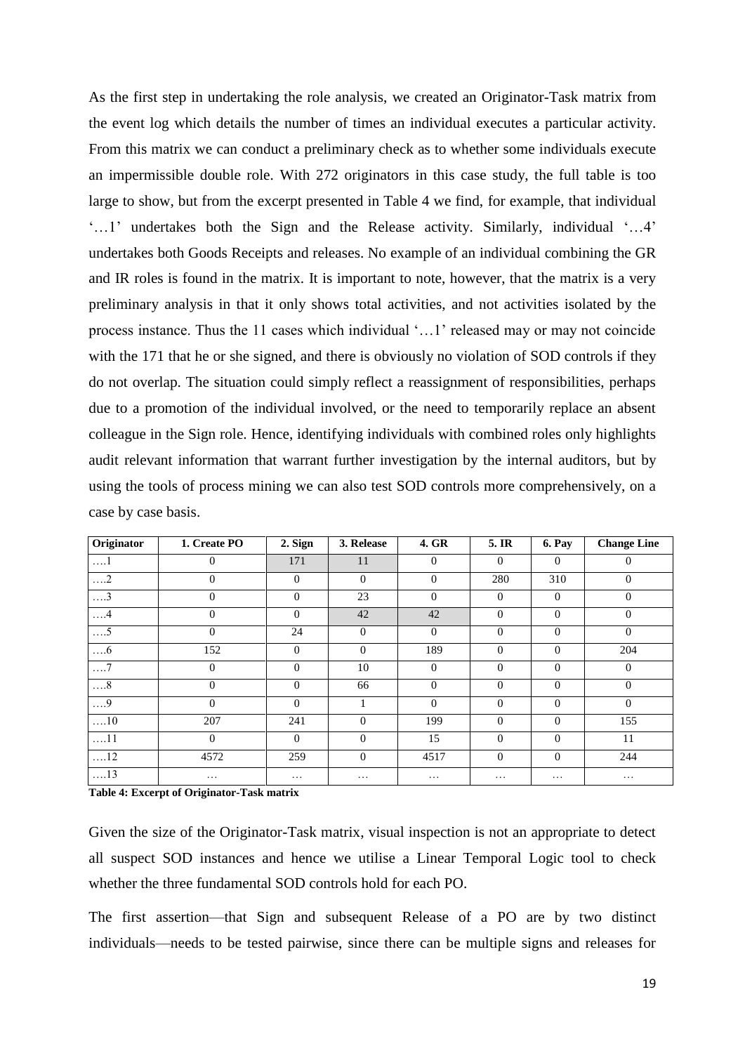As the first step in undertaking the role analysis, we created an Originator-Task matrix from the event log which details the number of times an individual executes a particular activity. From this matrix we can conduct a preliminary check as to whether some individuals execute an impermissible double role. With 272 originators in this case study, the full table is too large to show, but from the excerpt presented in Table 4 we find, for example, that individual '…1' undertakes both the Sign and the Release activity. Similarly, individual '…4' undertakes both Goods Receipts and releases. No example of an individual combining the GR and IR roles is found in the matrix. It is important to note, however, that the matrix is a very preliminary analysis in that it only shows total activities, and not activities isolated by the process instance. Thus the 11 cases which individual '…1' released may or may not coincide with the 171 that he or she signed, and there is obviously no violation of SOD controls if they do not overlap. The situation could simply reflect a reassignment of responsibilities, perhaps due to a promotion of the individual involved, or the need to temporarily replace an absent colleague in the Sign role. Hence, identifying individuals with combined roles only highlights audit relevant information that warrant further investigation by the internal auditors, but by using the tools of process mining we can also test SOD controls more comprehensively, on a case by case basis.

| Originator | 1. Create PO | 2. Sign | 3. Release | 4. GR | 5. IR | 6. Pay | Change Line |
|---|---|---|---|---|---|---|---|
| ….1 | 0 | 171 | 11 | 0 | 0 | 0 | 0 |
| ….2 | 0 | 0 | 0 | 0 | 280 | 310 | 0 |
| ….3 | 0 | 0 | 23 | 0 | 0 | 0 | 0 |
| ….4 | 0 | 0 | 42 | 42 | 0 | 0 | 0 |
| ….5 | 0 | 24 | 0 | 0 | 0 | 0 | 0 |
| ….6 | 152 | 0 | 0 | 189 | 0 | 0 | 204 |
| ….7 | 0 | 0 | 10 | 0 | 0 | 0 | 0 |
| ….8 | 0 | 0 | 66 | 0 | 0 | 0 | 0 |
| ….9 | 0 | 0 | 1 | 0 | 0 | 0 | 0 |
| ….10 | 207 | 241 | 0 | 199 | 0 | 0 | 155 |
| ….11 | 0 | 0 | 0 | 15 | 0 | 0 | 11 |
| ….12 | 4572 | 259 | 0 | 4517 | 0 | 0 | 244 |
| ….13 | … | … | … | … | … | … | … |

**Table 4: Excerpt of Originator-Task matrix**

Given the size of the Originator-Task matrix, visual inspection is not an appropriate to detect all suspect SOD instances and hence we utilise a Linear Temporal Logic tool to check whether the three fundamental SOD controls hold for each PO.

The first assertion—that Sign and subsequent Release of a PO are by two distinct individuals—needs to be tested pairwise, since there can be multiple signs and releases for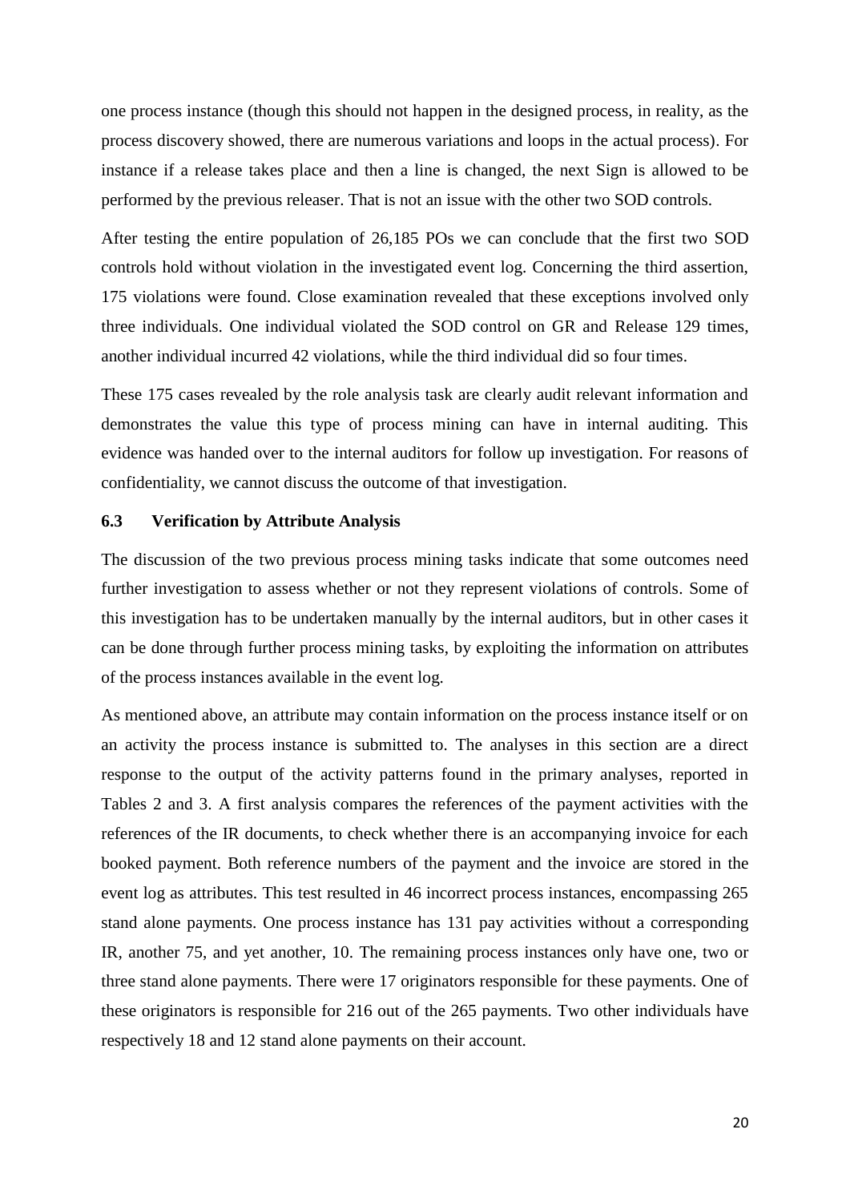one process instance (though this should not happen in the designed process, in reality, as the process discovery showed, there are numerous variations and loops in the actual process). For instance if a release takes place and then a line is changed, the next Sign is allowed to be performed by the previous releaser. That is not an issue with the other two SOD controls.

After testing the entire population of 26,185 POs we can conclude that the first two SOD controls hold without violation in the investigated event log. Concerning the third assertion, 175 violations were found. Close examination revealed that these exceptions involved only three individuals. One individual violated the SOD control on GR and Release 129 times, another individual incurred 42 violations, while the third individual did so four times.

These 175 cases revealed by the role analysis task are clearly audit relevant information and demonstrates the value this type of process mining can have in internal auditing. This evidence was handed over to the internal auditors for follow up investigation. For reasons of confidentiality, we cannot discuss the outcome of that investigation.

### 6.3 Verification by Attribute Analysis

The discussion of the two previous process mining tasks indicate that some outcomes need further investigation to assess whether or not they represent violations of controls. Some of this investigation has to be undertaken manually by the internal auditors, but in other cases it can be done through further process mining tasks, by exploiting the information on attributes of the process instances available in the event log.

As mentioned above, an attribute may contain information on the process instance itself or on an activity the process instance is submitted to. The analyses in this section are a direct response to the output of the activity patterns found in the primary analyses, reported in Tables 2 and 3. A first analysis compares the references of the payment activities with the references of the IR documents, to check whether there is an accompanying invoice for each booked payment. Both reference numbers of the payment and the invoice are stored in the event log as attributes. This test resulted in 46 incorrect process instances, encompassing 265 stand alone payments. One process instance has 131 pay activities without a corresponding IR, another 75, and yet another, 10. The remaining process instances only have one, two or three stand alone payments. There were 17 originators responsible for these payments. One of these originators is responsible for 216 out of the 265 payments. Two other individuals have respectively 18 and 12 stand alone payments on their account.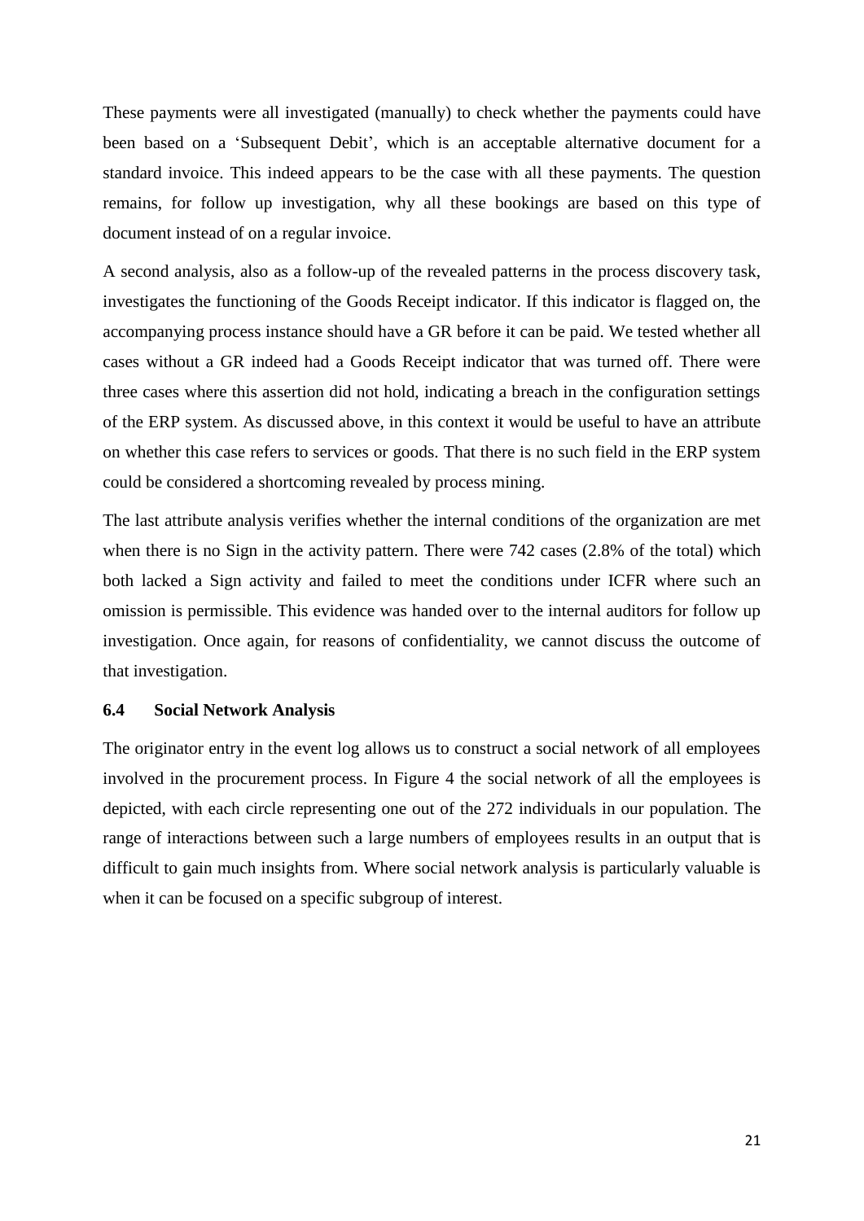These payments were all investigated (manually) to check whether the payments could have been based on a 'Subsequent Debit', which is an acceptable alternative document for a standard invoice. This indeed appears to be the case with all these payments. The question remains, for follow up investigation, why all these bookings are based on this type of document instead of on a regular invoice.

A second analysis, also as a follow-up of the revealed patterns in the process discovery task, investigates the functioning of the Goods Receipt indicator. If this indicator is flagged on, the accompanying process instance should have a GR before it can be paid. We tested whether all cases without a GR indeed had a Goods Receipt indicator that was turned off. There were three cases where this assertion did not hold, indicating a breach in the configuration settings of the ERP system. As discussed above, in this context it would be useful to have an attribute on whether this case refers to services or goods. That there is no such field in the ERP system could be considered a shortcoming revealed by process mining.

The last attribute analysis verifies whether the internal conditions of the organization are met when there is no Sign in the activity pattern. There were 742 cases (2.8% of the total) which both lacked a Sign activity and failed to meet the conditions under ICFR where such an omission is permissible. This evidence was handed over to the internal auditors for follow up investigation. Once again, for reasons of confidentiality, we cannot discuss the outcome of that investigation.

### 6.4 Social Network Analysis

The originator entry in the event log allows us to construct a social network of all employees involved in the procurement process. In Figure 4 the social network of all the employees is depicted, with each circle representing one out of the 272 individuals in our population. The range of interactions between such a large numbers of employees results in an output that is difficult to gain much insights from. Where social network analysis is particularly valuable is when it can be focused on a specific subgroup of interest.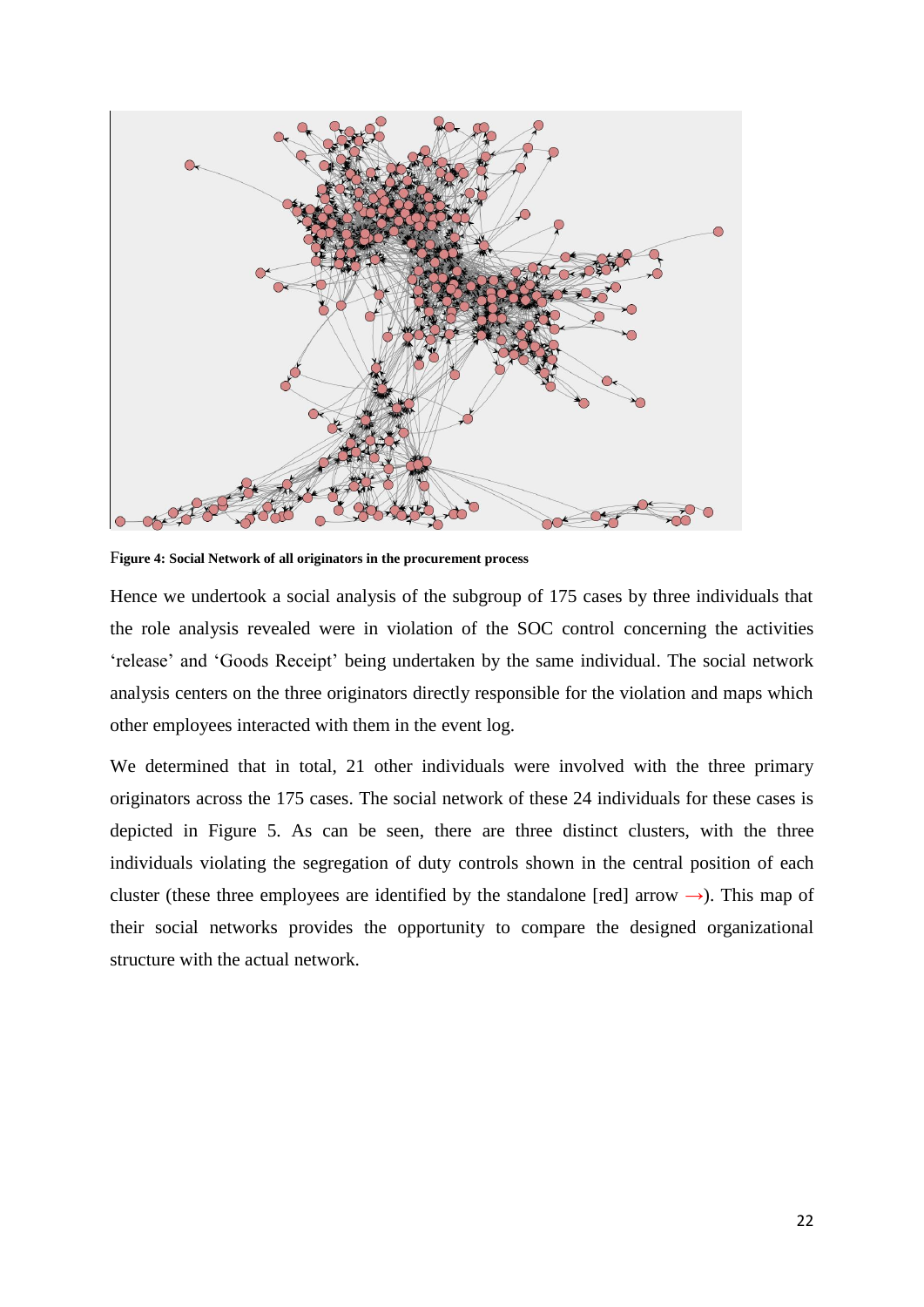Figure 4: Social Network of all originators in the procurement process

Hence we undertook a social analysis of the subgroup of 175 cases by three individuals that the role analysis revealed were in violation of the SOC control concerning the activities ‘release’ and ‘Goods Receipt’ being undertaken by the same individual. The social network analysis centers on the three originators directly responsible for the violation and maps which other employees interacted with them in the event log.

We determined that in total, 21 other individuals were involved with the three primary originators across the 175 cases. The social network of these 24 individuals for these cases is depicted in Figure 5. As can be seen, there are three distinct clusters, with the three individuals violating the segregation of duty controls shown in the central position of each cluster (these three employees are identified by the standalone [red] arrow →). This map of their social networks provides the opportunity to compare the designed organizational structure with the actual network.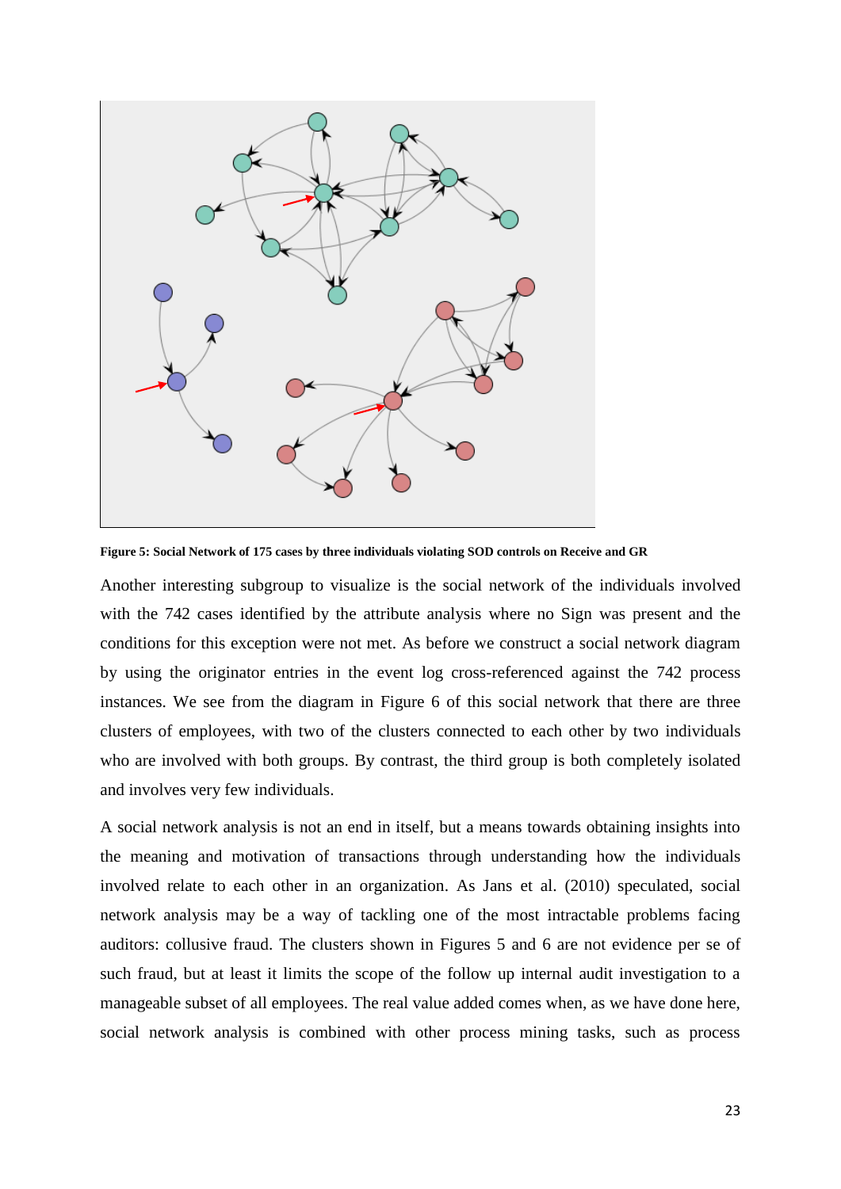**Figure 5: Social Network of 175 cases by three individuals violating SOD controls on Receive and GR**

Another interesting subgroup to visualize is the social network of the individuals involved with the 742 cases identified by the attribute analysis where no Sign was present and the conditions for this exception were not met. As before we construct a social network diagram by using the originator entries in the event log cross-referenced against the 742 process instances. We see from the diagram in Figure 6 of this social network that there are three clusters of employees, with two of the clusters connected to each other by two individuals who are involved with both groups. By contrast, the third group is both completely isolated and involves very few individuals.

A social network analysis is not an end in itself, but a means towards obtaining insights into the meaning and motivation of transactions through understanding how the individuals involved relate to each other in an organization. As Jans et al. (2010) speculated, social network analysis may be a way of tackling one of the most intractable problems facing auditors: collusive fraud. The clusters shown in Figures 5 and 6 are not evidence per se of such fraud, but at least it limits the scope of the follow up internal audit investigation to a manageable subset of all employees. The real value added comes when, as we have done here, social network analysis is combined with other process mining tasks, such as process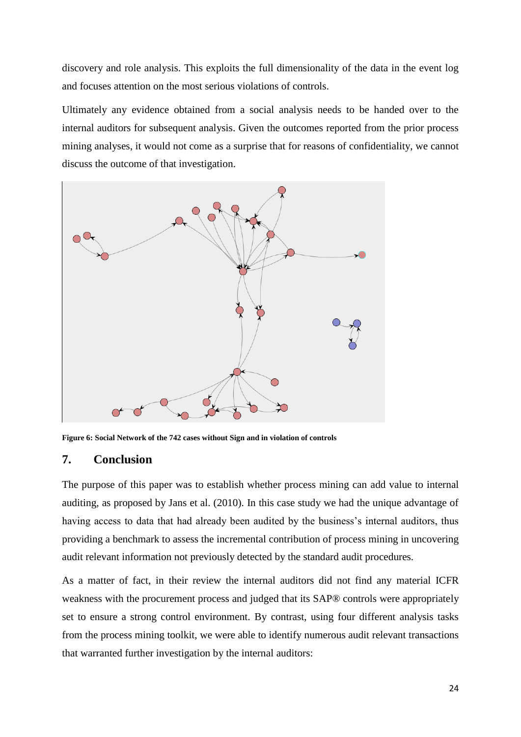discovery and role analysis. This exploits the full dimensionality of the data in the event log and focuses attention on the most serious violations of controls.

Ultimately any evidence obtained from a social analysis needs to be handed over to the internal auditors for subsequent analysis. Given the outcomes reported from the prior process mining analyses, it would not come as a surprise that for reasons of confidentiality, we cannot discuss the outcome of that investigation.

**Figure 6: Social Network of the 742 cases without Sign and in violation of controls**

## 7. Conclusion

The purpose of this paper was to establish whether process mining can add value to internal auditing, as proposed by Jans et al. (2010). In this case study we had the unique advantage of having access to data that had already been audited by the business's internal auditors, thus providing a benchmark to assess the incremental contribution of process mining in uncovering audit relevant information not previously detected by the standard audit procedures.

As a matter of fact, in their review the internal auditors did not find any material ICFR weakness with the procurement process and judged that its SAP® controls were appropriately set to ensure a strong control environment. By contrast, using four different analysis tasks from the process mining toolkit, we were able to identify numerous audit relevant transactions that warranted further investigation by the internal auditors: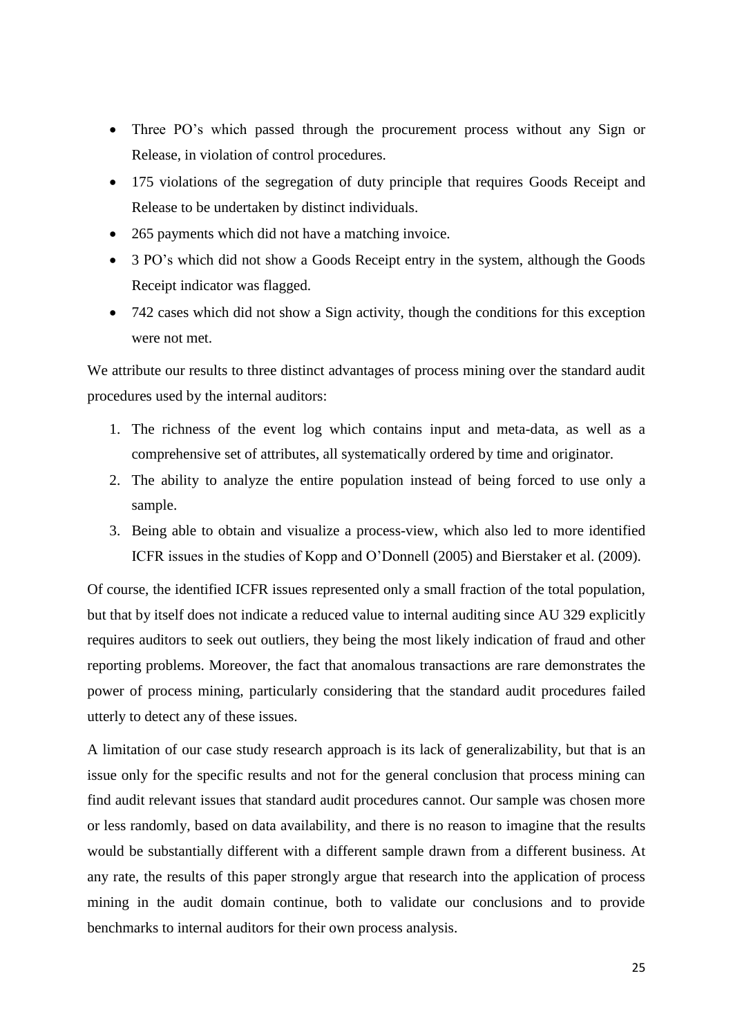- Three PO's which passed through the procurement process without any Sign or Release, in violation of control procedures.
- 175 violations of the segregation of duty principle that requires Goods Receipt and Release to be undertaken by distinct individuals.
- 265 payments which did not have a matching invoice.
- 3 PO's which did not show a Goods Receipt entry in the system, although the Goods Receipt indicator was flagged.
- 742 cases which did not show a Sign activity, though the conditions for this exception were not met.

We attribute our results to three distinct advantages of process mining over the standard audit procedures used by the internal auditors:

1. The richness of the event log which contains input and meta-data, as well as a comprehensive set of attributes, all systematically ordered by time and originator.
2. The ability to analyze the entire population instead of being forced to use only a sample.
3. Being able to obtain and visualize a process-view, which also led to more identified ICFR issues in the studies of Kopp and O'Donnell (2005) and Bierstaker et al. (2009).

Of course, the identified ICFR issues represented only a small fraction of the total population, but that by itself does not indicate a reduced value to internal auditing since AU 329 explicitly requires auditors to seek out outliers, they being the most likely indication of fraud and other reporting problems. Moreover, the fact that anomalous transactions are rare demonstrates the power of process mining, particularly considering that the standard audit procedures failed utterly to detect any of these issues.

A limitation of our case study research approach is its lack of generalizability, but that is an issue only for the specific results and not for the general conclusion that process mining can find audit relevant issues that standard audit procedures cannot. Our sample was chosen more or less randomly, based on data availability, and there is no reason to imagine that the results would be substantially different with a different sample drawn from a different business. At any rate, the results of this paper strongly argue that research into the application of process mining in the audit domain continue, both to validate our conclusions and to provide benchmarks to internal auditors for their own process analysis.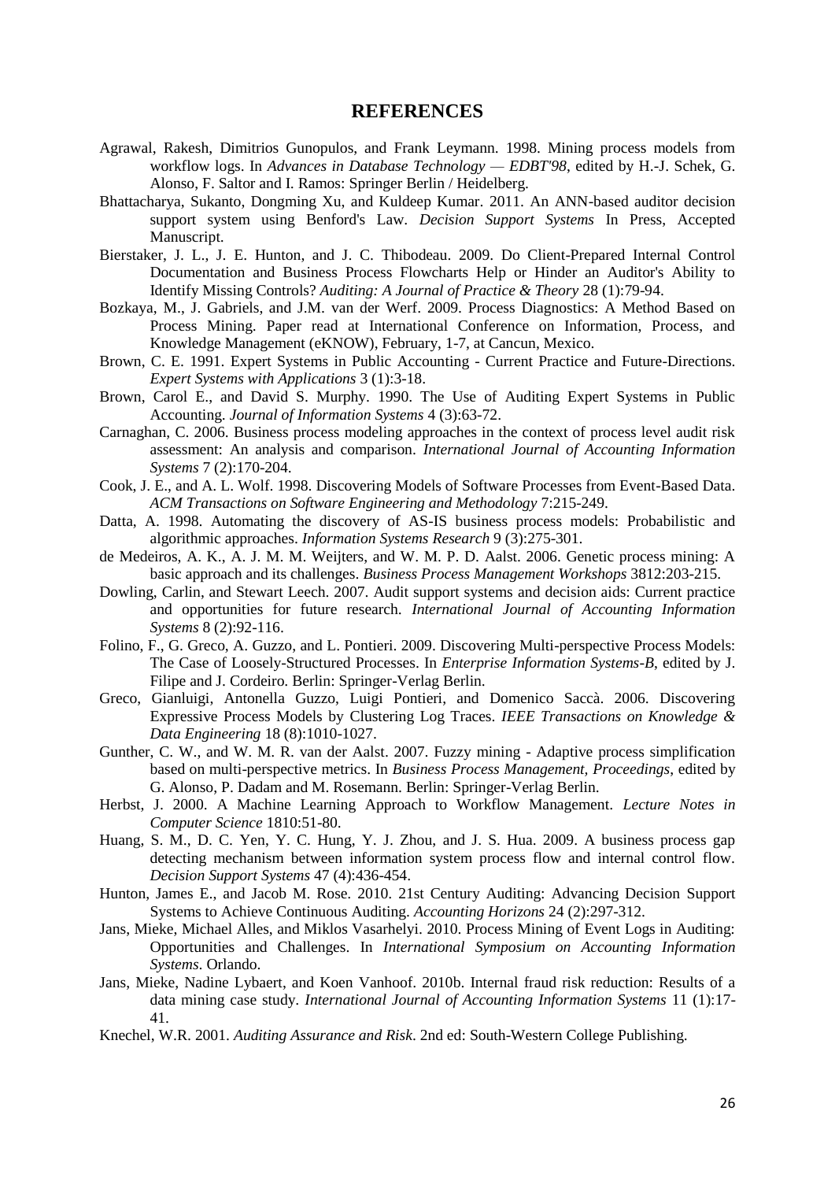# REFERENCES

Agrawal, Rakesh, Dimitrios Gunopulos, and Frank Leymann. 1998. Mining process models from workflow logs. In *Advances in Database Technology — EDBT'98*, edited by H.-J. Schek, G. Alonso, F. Saltor and I. Ramos: Springer Berlin / Heidelberg.

Bhattacharya, Sukanto, Dongming Xu, and Kuldeep Kumar. 2011. An ANN-based auditor decision support system using Benford's Law. *Decision Support Systems* In Press, Accepted Manuscript.

Bierstaker, J. L., J. E. Hunton, and J. C. Thibodeau. 2009. Do Client-Prepared Internal Control Documentation and Business Process Flowcharts Help or Hinder an Auditor's Ability to Identify Missing Controls? *Auditing: A Journal of Practice & Theory* 28 (1):79-94.

Bozkaya, M., J. Gabriels, and J.M. van der Werf. 2009. Process Diagnostics: A Method Based on Process Mining. Paper read at International Conference on Information, Process, and Knowledge Management (eKNOW), February, 1-7, at Cancun, Mexico.

Brown, C. E. 1991. Expert Systems in Public Accounting - Current Practice and Future-Directions. *Expert Systems with Applications* 3 (1):3-18.

Brown, Carol E., and David S. Murphy. 1990. The Use of Auditing Expert Systems in Public Accounting. *Journal of Information Systems* 4 (3):63-72.

Carnaghan, C. 2006. Business process modeling approaches in the context of process level audit risk assessment: An analysis and comparison. *International Journal of Accounting Information Systems* 7 (2):170-204.

Cook, J. E., and A. L. Wolf. 1998. Discovering Models of Software Processes from Event-Based Data. *ACM Transactions on Software Engineering and Methodology* 7:215-249.

Datta, A. 1998. Automating the discovery of AS-IS business process models: Probabilistic and algorithmic approaches. *Information Systems Research* 9 (3):275-301.

de Medeiros, A. K., A. J. M. M. Weijters, and W. M. P. D. Aalst. 2006. Genetic process mining: A basic approach and its challenges. *Business Process Management Workshops* 3812:203-215.

Dowling, Carlin, and Stewart Leech. 2007. Audit support systems and decision aids: Current practice and opportunities for future research. *International Journal of Accounting Information Systems* 8 (2):92-116.

Folino, F., G. Greco, A. Guzzo, and L. Pontieri. 2009. Discovering Multi-perspective Process Models: The Case of Loosely-Structured Processes. In *Enterprise Information Systems-B*, edited by J. Filipe and J. Cordeiro. Berlin: Springer-Verlag Berlin.

Greco, Gianluigi, Antonella Guzzo, Luigi Pontieri, and Domenico Saccà. 2006. Discovering Expressive Process Models by Clustering Log Traces. *IEEE Transactions on Knowledge & Data Engineering* 18 (8):1010-1027.

Gunther, C. W., and W. M. R. van der Aalst. 2007. Fuzzy mining - Adaptive process simplification based on multi-perspective metrics. In *Business Process Management, Proceedings*, edited by G. Alonso, P. Dadam and M. Rosemann. Berlin: Springer-Verlag Berlin.

Herbst, J. 2000. A Machine Learning Approach to Workflow Management. *Lecture Notes in Computer Science* 1810:51-80.

Huang, S. M., D. C. Yen, Y. C. Hung, Y. J. Zhou, and J. S. Hua. 2009. A business process gap detecting mechanism between information system process flow and internal control flow. *Decision Support Systems* 47 (4):436-454.

Hunton, James E., and Jacob M. Rose. 2010. 21st Century Auditing: Advancing Decision Support Systems to Achieve Continuous Auditing. *Accounting Horizons* 24 (2):297-312.

Jans, Mieke, Michael Alles, and Miklos Vasarhelyi. 2010. Process Mining of Event Logs in Auditing: Opportunities and Challenges. In *International Symposium on Accounting Information Systems*. Orlando.

Jans, Mieke, Nadine Lybaert, and Koen Vanhoof. 2010b. Internal fraud risk reduction: Results of a data mining case study. *International Journal of Accounting Information Systems* 11 (1):17-41.

Knechel, W.R. 2001. *Auditing Assurance and Risk*. 2nd ed: South-Western College Publishing.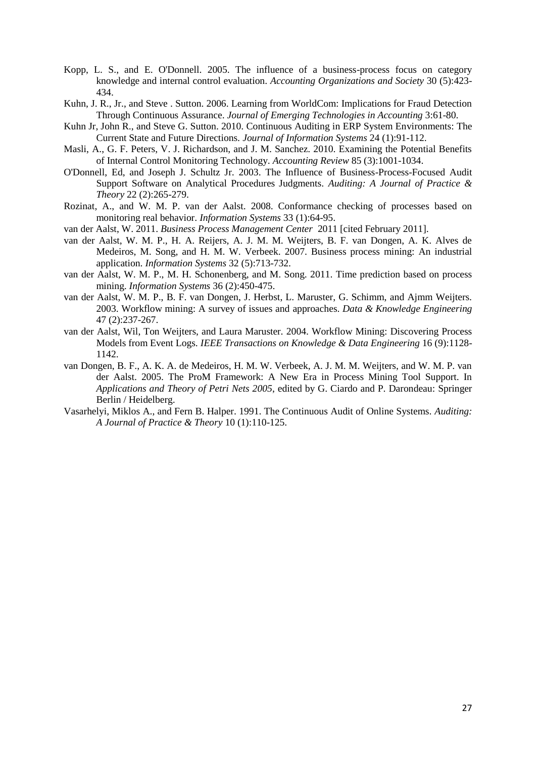Kopp, L. S., and E. O'Donnell. 2005. The influence of a business-process focus on category knowledge and internal control evaluation. *Accounting Organizations and Society* 30 (5):423-434.

Kuhn, J. R., Jr., and Steve . Sutton. 2006. Learning from WorldCom: Implications for Fraud Detection Through Continuous Assurance. *Journal of Emerging Technologies in Accounting* 3:61-80.

Kuhn Jr, John R., and Steve G. Sutton. 2010. Continuous Auditing in ERP System Environments: The Current State and Future Directions. *Journal of Information Systems* 24 (1):91-112.

Masli, A., G. F. Peters, V. J. Richardson, and J. M. Sanchez. 2010. Examining the Potential Benefits of Internal Control Monitoring Technology. *Accounting Review* 85 (3):1001-1034.

O'Donnell, Ed, and Joseph J. Schultz Jr. 2003. The Influence of Business-Process-Focused Audit Support Software on Analytical Procedures Judgments. *Auditing: A Journal of Practice & Theory* 22 (2):265-279.

Rozinat, A., and W. M. P. van der Aalst. 2008. Conformance checking of processes based on monitoring real behavior. *Information Systems* 33 (1):64-95.

van der Aalst, W. 2011. *Business Process Management Center* 2011 [cited February 2011].

van der Aalst, W. M. P., H. A. Reijers, A. J. M. M. Weijters, B. F. van Dongen, A. K. Alves de Medeiros, M. Song, and H. M. W. Verbeek. 2007. Business process mining: An industrial application. *Information Systems* 32 (5):713-732.

van der Aalst, W. M. P., M. H. Schonenberg, and M. Song. 2011. Time prediction based on process mining. *Information Systems* 36 (2):450-475.

van der Aalst, W. M. P., B. F. van Dongen, J. Herbst, L. Maruster, G. Schimm, and Ajmm Weijters. 2003. Workflow mining: A survey of issues and approaches. *Data & Knowledge Engineering* 47 (2):237-267.

van der Aalst, Wil, Ton Weijters, and Laura Maruster. 2004. Workflow Mining: Discovering Process Models from Event Logs. *IEEE Transactions on Knowledge & Data Engineering* 16 (9):1128-1142.

van Dongen, B. F., A. K. A. de Medeiros, H. M. W. Verbeek, A. J. M. M. Weijters, and W. M. P. van der Aalst. 2005. The ProM Framework: A New Era in Process Mining Tool Support. In *Applications and Theory of Petri Nets 2005*, edited by G. Ciardo and P. Darondeau: Springer Berlin / Heidelberg.

Vasarhelyi, Miklos A., and Fern B. Halper. 1991. The Continuous Audit of Online Systems. *Auditing: A Journal of Practice & Theory* 10 (1):110-125.